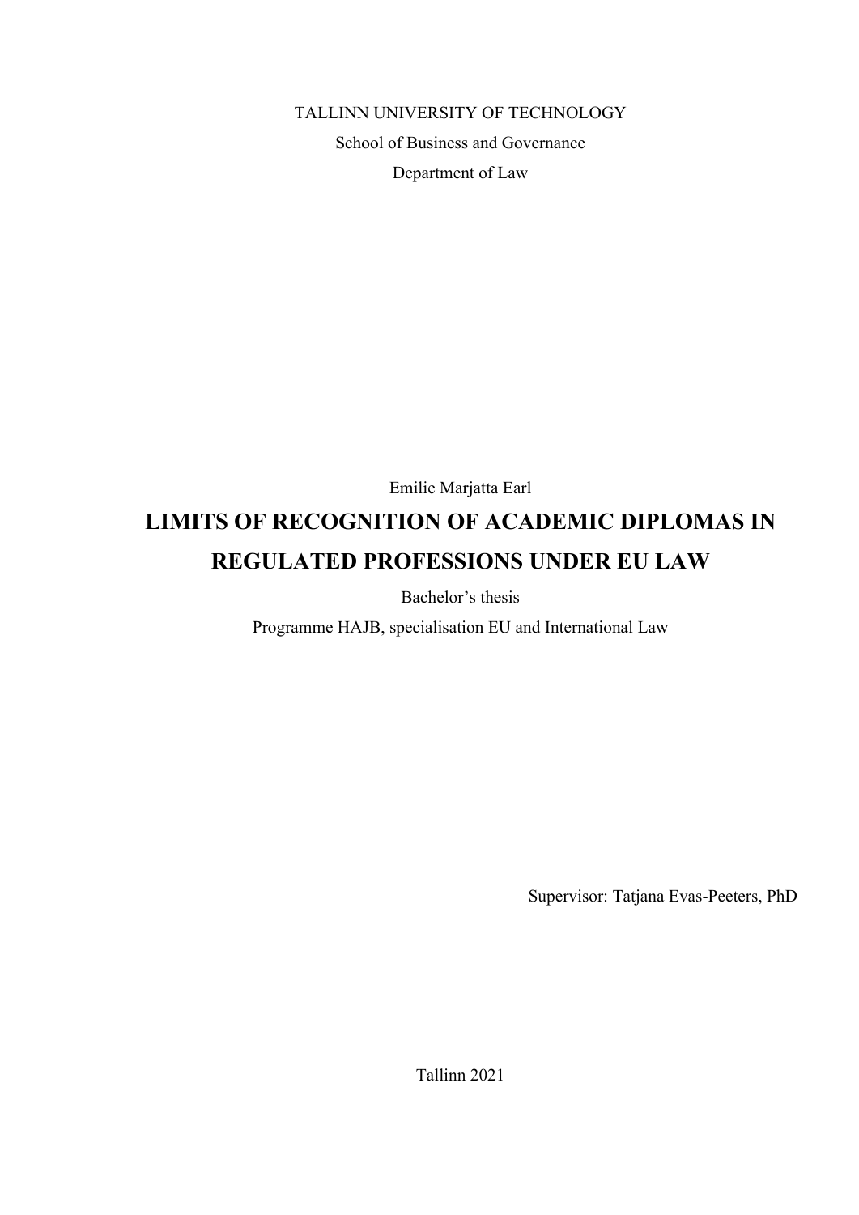TALLINN UNIVERSITY OF TECHNOLOGY

School of Business and Governance

Department of Law

Emilie Marjatta Earl

# LIMITS OF RECOGNITION OF ACADEMIC DIPLOMAS IN REGULATED PROFESSIONS UNDER EU LAW

Bachelor's thesis

Programme HAJB, specialisation EU and International Law

Supervisor: Tatjana Evas-Peeters, PhD

Tallinn 2021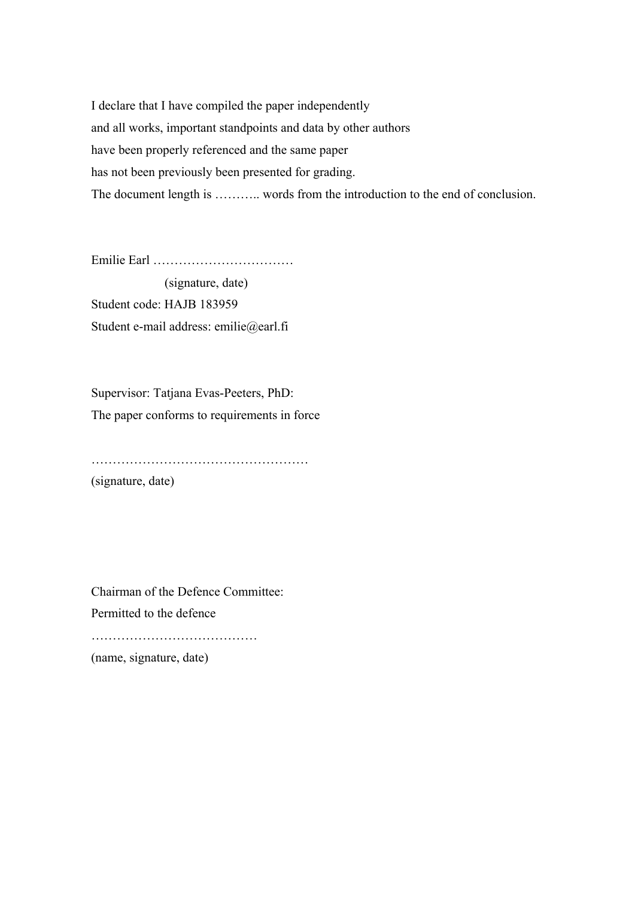I declare that I have compiled the paper independently
and all works, important standpoints and data by other authors
have been properly referenced and the same paper
has not been previously been presented for grading.
The document length is ……….. words from the introduction to the end of conclusion.

Emilie Earl ……………………………
(signature, date)
Student code: HAJB 183959
Student e-mail address: emilie@earl.fi

Supervisor: Tatjana Evas-Peeters, PhD:
The paper conforms to requirements in force

……………………………………………
(signature, date)

Chairman of the Defence Committee:
Permitted to the defence
…………………………………
(name, signature, date)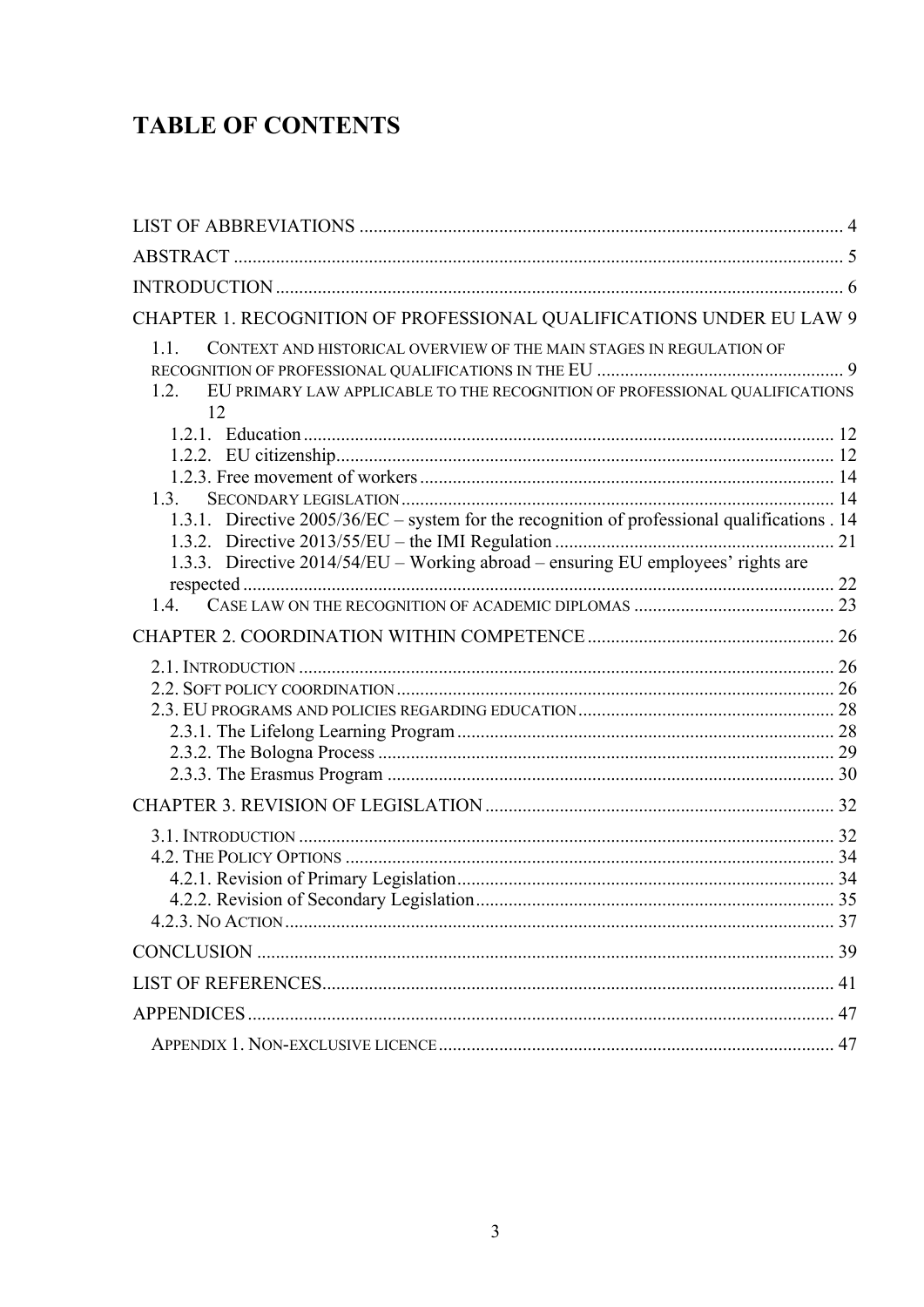# TABLE OF CONTENTS

LIST OF ABBREVIATIONS ........................................................................................................ 4

ABSTRACT .................................................................................................................................. 5

INTRODUCTION .......................................................................................................................... 6

CHAPTER 1. RECOGNITION OF PROFESSIONAL QUALIFICATIONS UNDER EU LAW 9

- 1.1. CONTEXT AND HISTORICAL OVERVIEW OF THE MAIN STAGES IN REGULATION OF RECOGNITION OF PROFESSIONAL QUALIFICATIONS IN THE EU ..................................................... 9
- 1.2. EU PRIMARY LAW APPLICABLE TO THE RECOGNITION OF PROFESSIONAL QUALIFICATIONS 12
  - 1.2.1. Education .................................................................................................................. 12
  - 1.2.2. EU citizenship........................................................................................................... 12
  - 1.2.3. Free movement of workers ........................................................................................ 14
- 1.3. SECONDARY LEGISLATION ............................................................................................. 14
  - 1.3.1. Directive 2005/36/EC – system for the recognition of professional qualifications . 14
  - 1.3.2. Directive 2013/55/EU – the IMI Regulation ............................................................ 21
  - 1.3.3. Directive 2014/54/EU – Working abroad – ensuring EU employees' rights are respected ............................................................................................................................... 22
- 1.4. CASE LAW ON THE RECOGNITION OF ACADEMIC DIPLOMAS ........................................... 23

CHAPTER 2. COORDINATION WITHIN COMPETENCE ..................................................... 26

- 2.1. INTRODUCTION ................................................................................................................... 26
- 2.2. SOFT POLICY COORDINATION ............................................................................................. 26
- 2.3. EU PROGRAMS AND POLICIES REGARDING EDUCATION ....................................................... 28
  - 2.3.1. The Lifelong Learning Program ................................................................................. 28
  - 2.3.2. The Bologna Process .................................................................................................. 29
  - 2.3.3. The Erasmus Program ................................................................................................ 30

CHAPTER 3. REVISION OF LEGISLATION ........................................................................... 32

- 3.1. INTRODUCTION ................................................................................................................... 32
- 4.2. THE POLICY OPTIONS ......................................................................................................... 34
  - 4.2.1. Revision of Primary Legislation ................................................................................. 34
  - 4.2.2. Revision of Secondary Legislation ............................................................................. 35
- 4.2.3. NO ACTION ...................................................................................................................... 37

CONCLUSION ............................................................................................................................ 39

LIST OF REFERENCES .............................................................................................................. 41

APPENDICES ............................................................................................................................. 47

- APPENDIX 1. NON-EXCLUSIVE LICENCE ..................................................................................... 47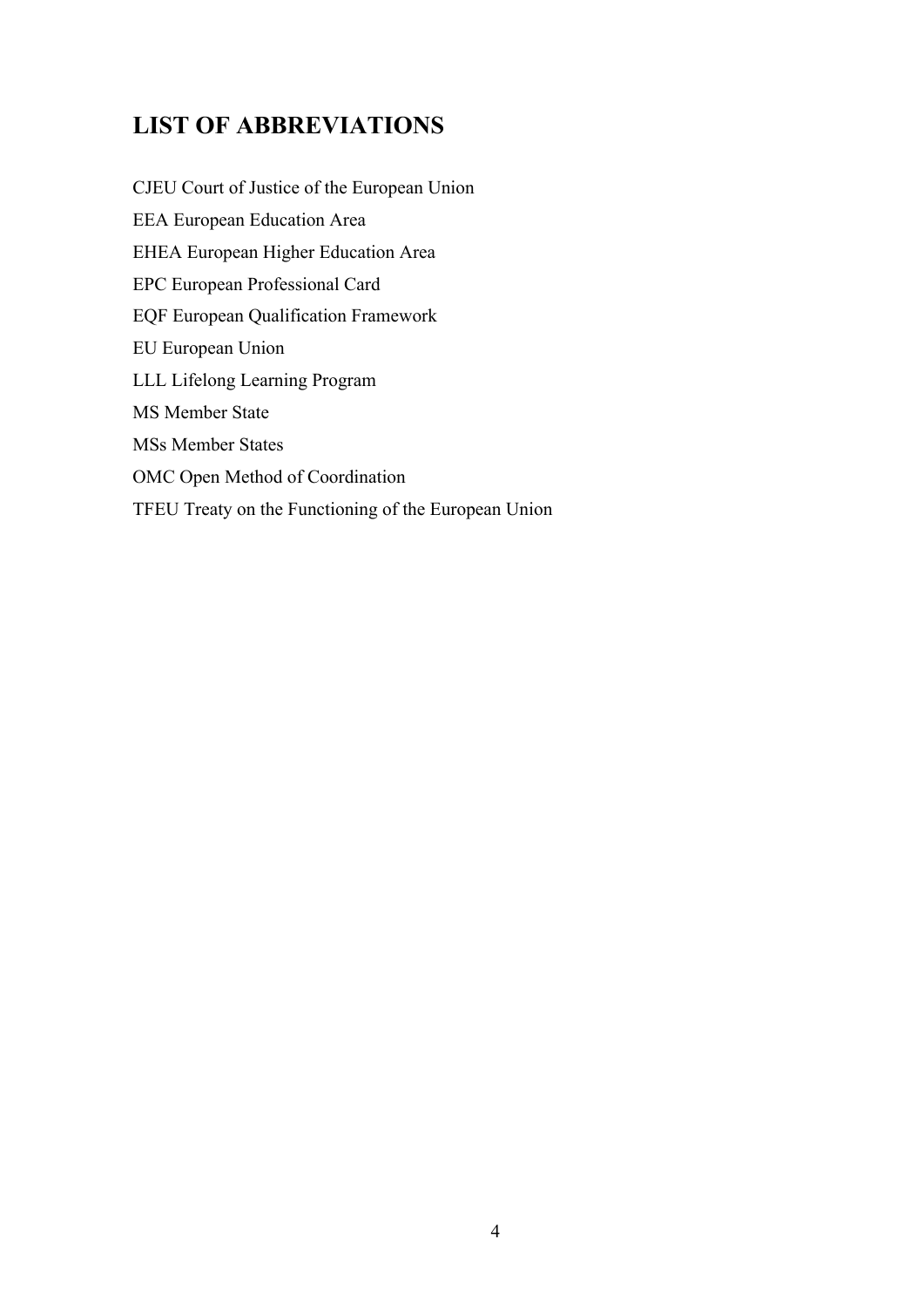## LIST OF ABBREVIATIONS

CJEU Court of Justice of the European Union

EEA European Education Area

EHEA European Higher Education Area

EPC European Professional Card

EQF European Qualification Framework

EU European Union

LLL Lifelong Learning Program

MS Member State

MSs Member States

OMC Open Method of Coordination

TFEU Treaty on the Functioning of the European Union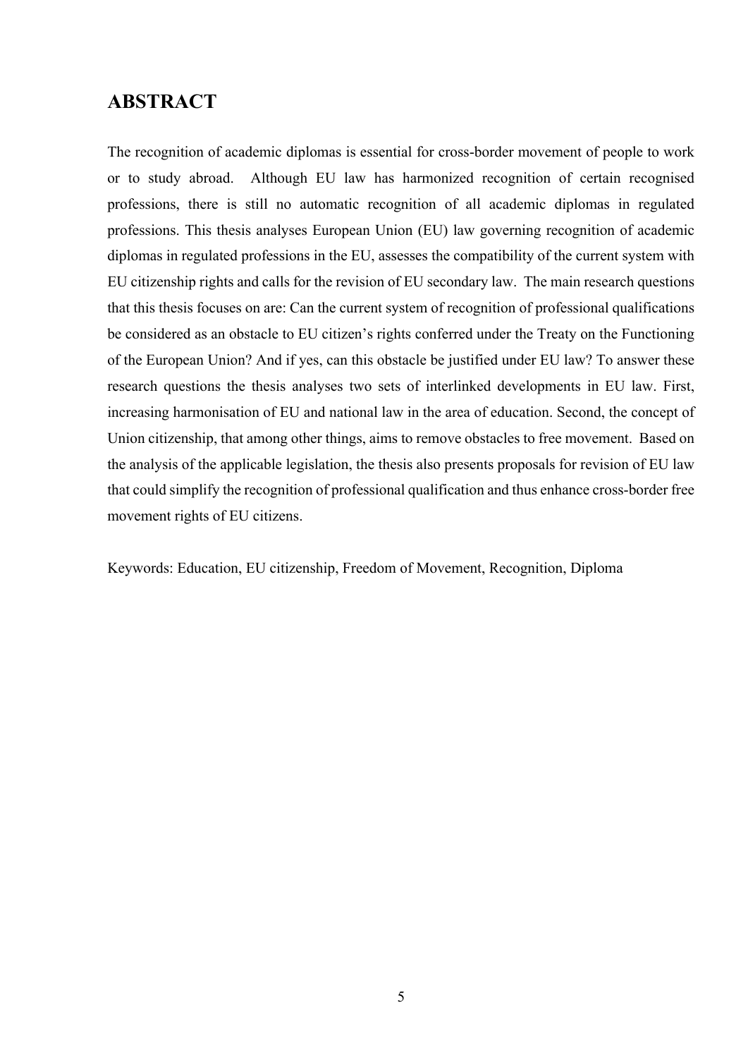# ABSTRACT

The recognition of academic diplomas is essential for cross-border movement of people to work or to study abroad. Although EU law has harmonized recognition of certain recognised professions, there is still no automatic recognition of all academic diplomas in regulated professions. This thesis analyses European Union (EU) law governing recognition of academic diplomas in regulated professions in the EU, assesses the compatibility of the current system with EU citizenship rights and calls for the revision of EU secondary law. The main research questions that this thesis focuses on are: Can the current system of recognition of professional qualifications be considered as an obstacle to EU citizen's rights conferred under the Treaty on the Functioning of the European Union? And if yes, can this obstacle be justified under EU law? To answer these research questions the thesis analyses two sets of interlinked developments in EU law. First, increasing harmonisation of EU and national law in the area of education. Second, the concept of Union citizenship, that among other things, aims to remove obstacles to free movement. Based on the analysis of the applicable legislation, the thesis also presents proposals for revision of EU law that could simplify the recognition of professional qualification and thus enhance cross-border free movement rights of EU citizens.

Keywords: Education, EU citizenship, Freedom of Movement, Recognition, Diploma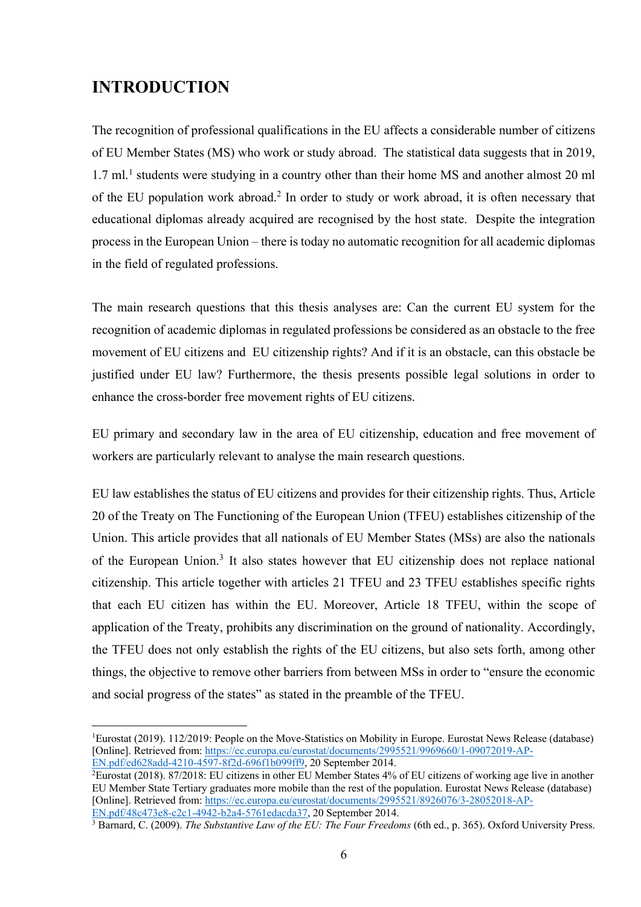# INTRODUCTION

The recognition of professional qualifications in the EU affects a considerable number of citizens of EU Member States (MS) who work or study abroad. The statistical data suggests that in 2019, 1.7 ml.[1] students were studying in a country other than their home MS and another almost 20 ml of the EU population work abroad.[2] In order to study or work abroad, it is often necessary that educational diplomas already acquired are recognised by the host state. Despite the integration process in the European Union – there is today no automatic recognition for all academic diplomas in the field of regulated professions.

The main research questions that this thesis analyses are: Can the current EU system for the recognition of academic diplomas in regulated professions be considered as an obstacle to the free movement of EU citizens and EU citizenship rights? And if it is an obstacle, can this obstacle be justified under EU law? Furthermore, the thesis presents possible legal solutions in order to enhance the cross-border free movement rights of EU citizens.

EU primary and secondary law in the area of EU citizenship, education and free movement of workers are particularly relevant to analyse the main research questions.

EU law establishes the status of EU citizens and provides for their citizenship rights. Thus, Article 20 of the Treaty on The Functioning of the European Union (TFEU) establishes citizenship of the Union. This article provides that all nationals of EU Member States (MSs) are also the nationals of the European Union.[3] It also states however that EU citizenship does not replace national citizenship. This article together with articles 21 TFEU and 23 TFEU establishes specific rights that each EU citizen has within the EU. Moreover, Article 18 TFEU, within the scope of application of the Treaty, prohibits any discrimination on the ground of nationality. Accordingly, the TFEU does not only establish the rights of the EU citizens, but also sets forth, among other things, the objective to remove other barriers from between MSs in order to "ensure the economic and social progress of the states" as stated in the preamble of the TFEU.

---

[1] Eurostat (2019). 112/2019: People on the Move-Statistics on Mobility in Europe. Eurostat News Release (database) [Online]. Retrieved from: https://ec.europa.eu/eurostat/documents/2995521/9969660/1-09072019-AP-EN.pdf/ed628add-4210-4597-8f2d-696f1b099ff9, 20 September 2014.

[2] Eurostat (2018). 87/2018: EU citizens in other EU Member States 4% of EU citizens of working age live in another EU Member State Tertiary graduates more mobile than the rest of the population. Eurostat News Release (database) [Online]. Retrieved from: https://ec.europa.eu/eurostat/documents/2995521/8926076/3-28052018-AP-EN.pdf/48c473e8-c2c1-4942-b2a4-5761edacda37, 20 September 2014.

[3] Barnard, C. (2009). *The Substantive Law of the EU: The Four Freedoms* (6th ed., p. 365). Oxford University Press.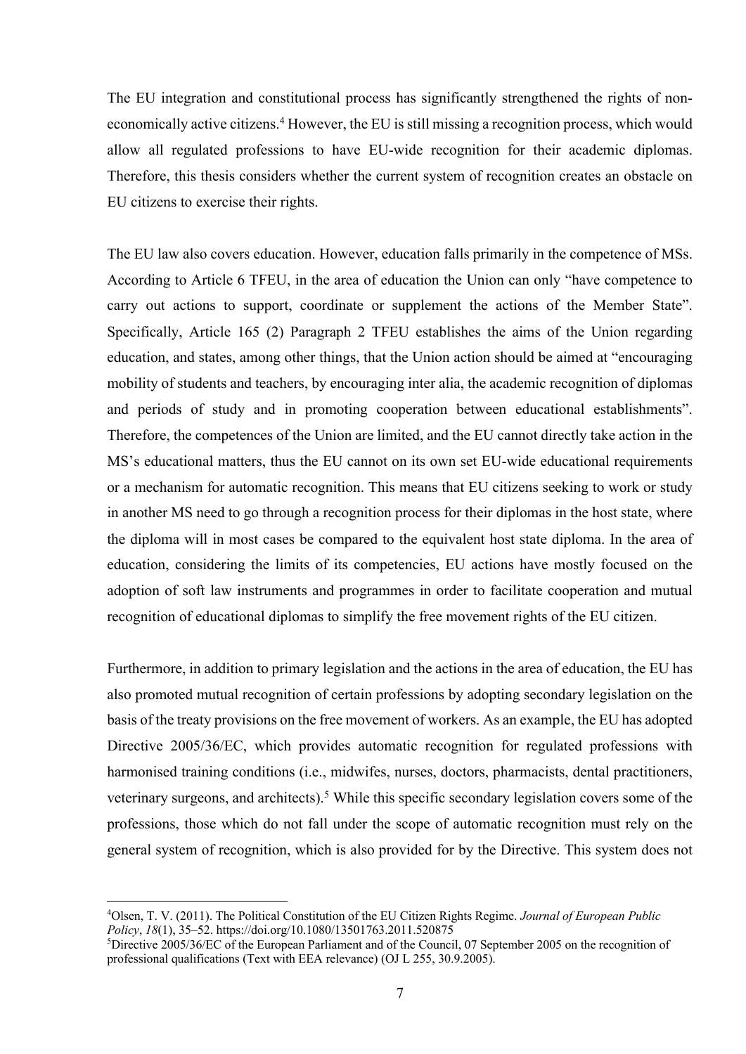The EU integration and constitutional process has significantly strengthened the rights of non-economically active citizens.[4] However, the EU is still missing a recognition process, which would allow all regulated professions to have EU-wide recognition for their academic diplomas. Therefore, this thesis considers whether the current system of recognition creates an obstacle on EU citizens to exercise their rights.

The EU law also covers education. However, education falls primarily in the competence of MSs. According to Article 6 TFEU, in the area of education the Union can only "have competence to carry out actions to support, coordinate or supplement the actions of the Member State". Specifically, Article 165 (2) Paragraph 2 TFEU establishes the aims of the Union regarding education, and states, among other things, that the Union action should be aimed at "encouraging mobility of students and teachers, by encouraging inter alia, the academic recognition of diplomas and periods of study and in promoting cooperation between educational establishments". Therefore, the competences of the Union are limited, and the EU cannot directly take action in the MS's educational matters, thus the EU cannot on its own set EU-wide educational requirements or a mechanism for automatic recognition. This means that EU citizens seeking to work or study in another MS need to go through a recognition process for their diplomas in the host state, where the diploma will in most cases be compared to the equivalent host state diploma. In the area of education, considering the limits of its competencies, EU actions have mostly focused on the adoption of soft law instruments and programmes in order to facilitate cooperation and mutual recognition of educational diplomas to simplify the free movement rights of the EU citizen.

Furthermore, in addition to primary legislation and the actions in the area of education, the EU has also promoted mutual recognition of certain professions by adopting secondary legislation on the basis of the treaty provisions on the free movement of workers. As an example, the EU has adopted Directive 2005/36/EC, which provides automatic recognition for regulated professions with harmonised training conditions (i.e., midwifes, nurses, doctors, pharmacists, dental practitioners, veterinary surgeons, and architects).[5] While this specific secondary legislation covers some of the professions, those which do not fall under the scope of automatic recognition must rely on the general system of recognition, which is also provided for by the Directive. This system does not

---

[4] Olsen, T. V. (2011). The Political Constitution of the EU Citizen Rights Regime. *Journal of European Public Policy*, *18*(1), 35–52. https://doi.org/10.1080/13501763.2011.520875

[5] Directive 2005/36/EC of the European Parliament and of the Council, 07 September 2005 on the recognition of professional qualifications (Text with EEA relevance) (OJ L 255, 30.9.2005).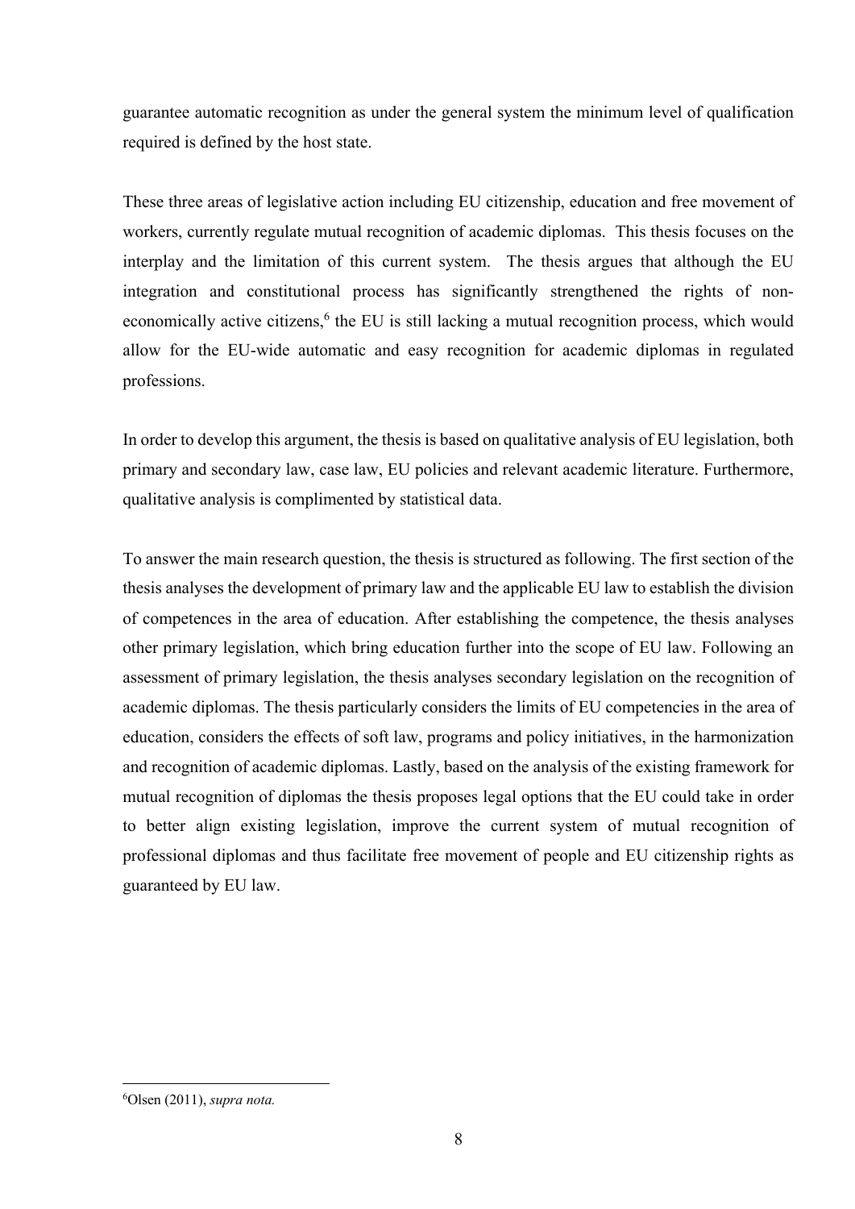guarantee automatic recognition as under the general system the minimum level of qualification required is defined by the host state.

These three areas of legislative action including EU citizenship, education and free movement of workers, currently regulate mutual recognition of academic diplomas. This thesis focuses on the interplay and the limitation of this current system. The thesis argues that although the EU integration and constitutional process has significantly strengthened the rights of non-economically active citizens,[6] the EU is still lacking a mutual recognition process, which would allow for the EU-wide automatic and easy recognition for academic diplomas in regulated professions.

In order to develop this argument, the thesis is based on qualitative analysis of EU legislation, both primary and secondary law, case law, EU policies and relevant academic literature. Furthermore, qualitative analysis is complimented by statistical data.

To answer the main research question, the thesis is structured as following. The first section of the thesis analyses the development of primary law and the applicable EU law to establish the division of competences in the area of education. After establishing the competence, the thesis analyses other primary legislation, which bring education further into the scope of EU law. Following an assessment of primary legislation, the thesis analyses secondary legislation on the recognition of academic diplomas. The thesis particularly considers the limits of EU competencies in the area of education, considers the effects of soft law, programs and policy initiatives, in the harmonization and recognition of academic diplomas. Lastly, based on the analysis of the existing framework for mutual recognition of diplomas the thesis proposes legal options that the EU could take in order to better align existing legislation, improve the current system of mutual recognition of professional diplomas and thus facilitate free movement of people and EU citizenship rights as guaranteed by EU law.

---

[6] Olsen (2011), *supra nota.*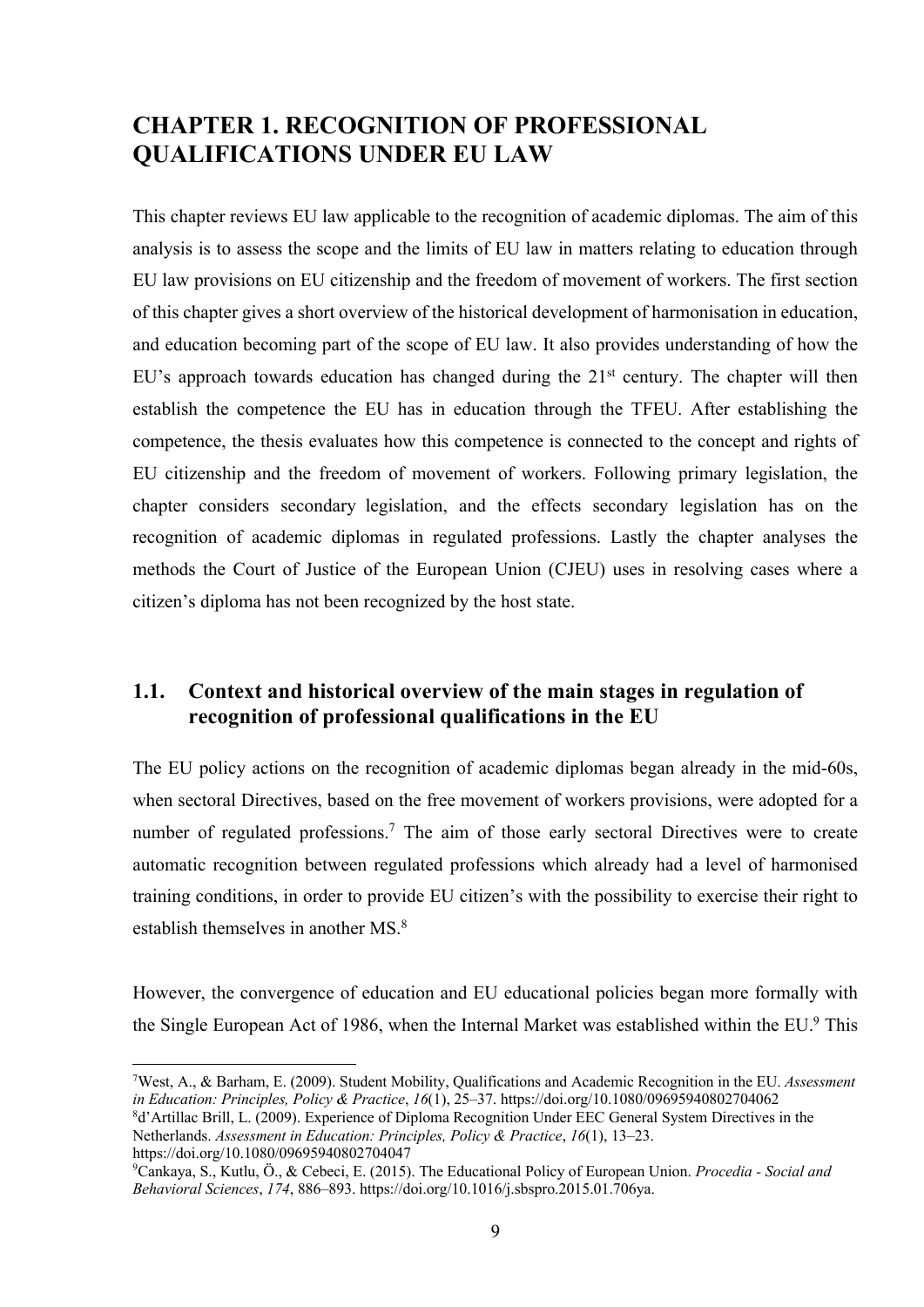# CHAPTER 1. RECOGNITION OF PROFESSIONAL QUALIFICATIONS UNDER EU LAW

This chapter reviews EU law applicable to the recognition of academic diplomas. The aim of this analysis is to assess the scope and the limits of EU law in matters relating to education through EU law provisions on EU citizenship and the freedom of movement of workers. The first section of this chapter gives a short overview of the historical development of harmonisation in education, and education becoming part of the scope of EU law. It also provides understanding of how the EU's approach towards education has changed during the 21st century. The chapter will then establish the competence the EU has in education through the TFEU. After establishing the competence, the thesis evaluates how this competence is connected to the concept and rights of EU citizenship and the freedom of movement of workers. Following primary legislation, the chapter considers secondary legislation, and the effects secondary legislation has on the recognition of academic diplomas in regulated professions. Lastly the chapter analyses the methods the Court of Justice of the European Union (CJEU) uses in resolving cases where a citizen's diploma has not been recognized by the host state.

## 1.1. Context and historical overview of the main stages in regulation of recognition of professional qualifications in the EU

The EU policy actions on the recognition of academic diplomas began already in the mid-60s, when sectoral Directives, based on the free movement of workers provisions, were adopted for a number of regulated professions.[7] The aim of those early sectoral Directives were to create automatic recognition between regulated professions which already had a level of harmonised training conditions, in order to provide EU citizen's with the possibility to exercise their right to establish themselves in another MS.[8]

However, the convergence of education and EU educational policies began more formally with the Single European Act of 1986, when the Internal Market was established within the EU.[9] This

[7] West, A., & Barham, E. (2009). Student Mobility, Qualifications and Academic Recognition in the EU. *Assessment in Education: Principles, Policy & Practice*, *16*(1), 25–37. https://doi.org/10.1080/09695940802704062

[8] d'Artillac Brill, L. (2009). Experience of Diploma Recognition Under EEC General System Directives in the Netherlands. *Assessment in Education: Principles, Policy & Practice*, *16*(1), 13–23. https://doi.org/10.1080/09695940802704047

[9] Cankaya, S., Kutlu, Ö., & Cebeci, E. (2015). The Educational Policy of European Union. *Procedia - Social and Behavioral Sciences*, *174*, 886–893. https://doi.org/10.1016/j.sbspro.2015.01.706ya.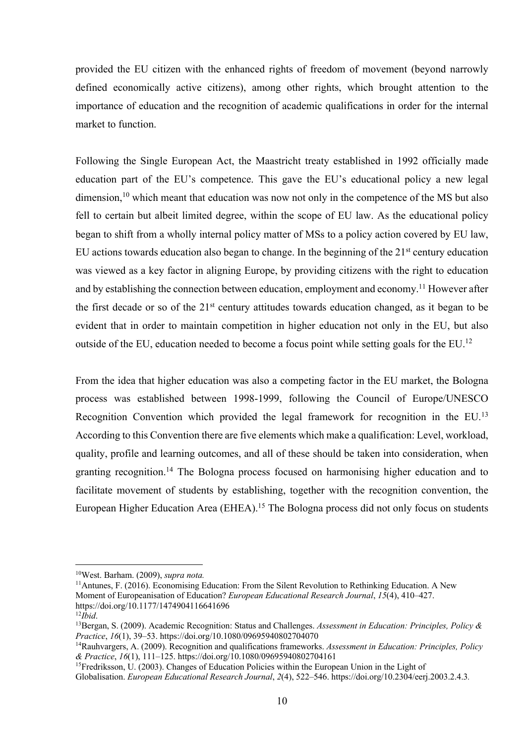provided the EU citizen with the enhanced rights of freedom of movement (beyond narrowly defined economically active citizens), among other rights, which brought attention to the importance of education and the recognition of academic qualifications in order for the internal market to function.

Following the Single European Act, the Maastricht treaty established in 1992 officially made education part of the EU's competence. This gave the EU's educational policy a new legal dimension,[10] which meant that education was now not only in the competence of the MS but also fell to certain but albeit limited degree, within the scope of EU law. As the educational policy began to shift from a wholly internal policy matter of MSs to a policy action covered by EU law, EU actions towards education also began to change. In the beginning of the 21st century education was viewed as a key factor in aligning Europe, by providing citizens with the right to education and by establishing the connection between education, employment and economy.[11] However after the first decade or so of the 21st century attitudes towards education changed, as it began to be evident that in order to maintain competition in higher education not only in the EU, but also outside of the EU, education needed to become a focus point while setting goals for the EU.[12]

From the idea that higher education was also a competing factor in the EU market, the Bologna process was established between 1998-1999, following the Council of Europe/UNESCO Recognition Convention which provided the legal framework for recognition in the EU.[13] According to this Convention there are five elements which make a qualification: Level, workload, quality, profile and learning outcomes, and all of these should be taken into consideration, when granting recognition.[14] The Bologna process focused on harmonising higher education and to facilitate movement of students by establishing, together with the recognition convention, the European Higher Education Area (EHEA).[15] The Bologna process did not only focus on students

---

[10] West. Barham. (2009), *supra nota.*

[11] Antunes, F. (2016). Economising Education: From the Silent Revolution to Rethinking Education. A New Moment of Europeanisation of Education? *European Educational Research Journal*, *15*(4), 410–427. https://doi.org/10.1177/1474904116641696

[12] *Ibid*.

[13] Bergan, S. (2009). Academic Recognition: Status and Challenges. *Assessment in Education: Principles, Policy & Practice*, *16*(1), 39–53. https://doi.org/10.1080/09695940802704070

[14] Rauhvargers, A. (2009). Recognition and qualifications frameworks. *Assessment in Education: Principles, Policy & Practice*, *16*(1), 111–125. https://doi.org/10.1080/09695940802704161

[15] Fredriksson, U. (2003). Changes of Education Policies within the European Union in the Light of Globalisation. *European Educational Research Journal*, *2*(4), 522–546. https://doi.org/10.2304/eerj.2003.2.4.3.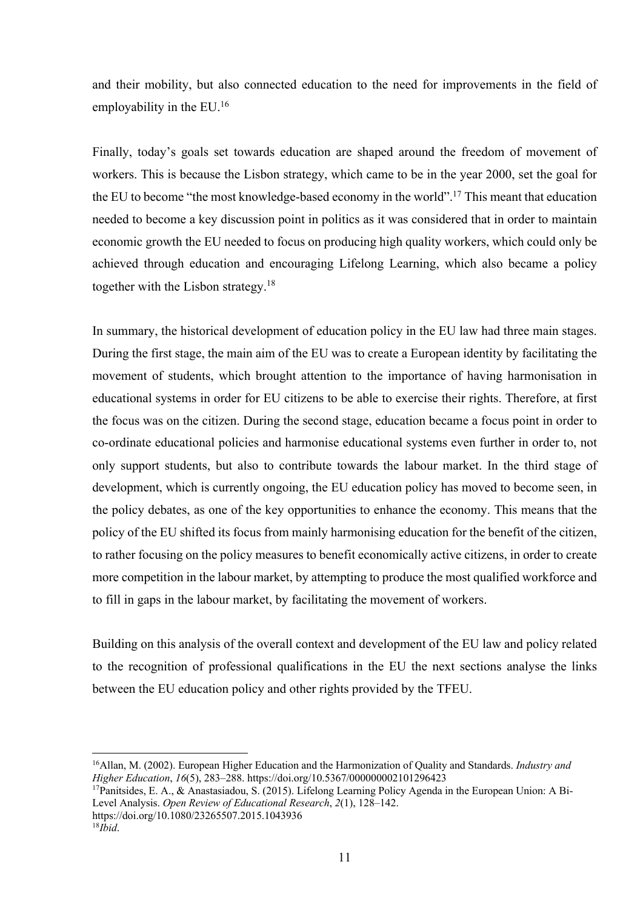and their mobility, but also connected education to the need for improvements in the field of employability in the EU.[16]

Finally, today's goals set towards education are shaped around the freedom of movement of workers. This is because the Lisbon strategy, which came to be in the year 2000, set the goal for the EU to become "the most knowledge-based economy in the world".[17] This meant that education needed to become a key discussion point in politics as it was considered that in order to maintain economic growth the EU needed to focus on producing high quality workers, which could only be achieved through education and encouraging Lifelong Learning, which also became a policy together with the Lisbon strategy.[18]

In summary, the historical development of education policy in the EU law had three main stages. During the first stage, the main aim of the EU was to create a European identity by facilitating the movement of students, which brought attention to the importance of having harmonisation in educational systems in order for EU citizens to be able to exercise their rights. Therefore, at first the focus was on the citizen. During the second stage, education became a focus point in order to co-ordinate educational policies and harmonise educational systems even further in order to, not only support students, but also to contribute towards the labour market. In the third stage of development, which is currently ongoing, the EU education policy has moved to become seen, in the policy debates, as one of the key opportunities to enhance the economy. This means that the policy of the EU shifted its focus from mainly harmonising education for the benefit of the citizen, to rather focusing on the policy measures to benefit economically active citizens, in order to create more competition in the labour market, by attempting to produce the most qualified workforce and to fill in gaps in the labour market, by facilitating the movement of workers.

Building on this analysis of the overall context and development of the EU law and policy related to the recognition of professional qualifications in the EU the next sections analyse the links between the EU education policy and other rights provided by the TFEU.

---

[16] Allan, M. (2002). European Higher Education and the Harmonization of Quality and Standards. *Industry and Higher Education*, *16*(5), 283–288. https://doi.org/10.5367/000000002101296423

[17] Panitsides, E. A., & Anastasiadou, S. (2015). Lifelong Learning Policy Agenda in the European Union: A Bi-Level Analysis. *Open Review of Educational Research*, *2*(1), 128–142. https://doi.org/10.1080/23265507.2015.1043936

[18] *Ibid*.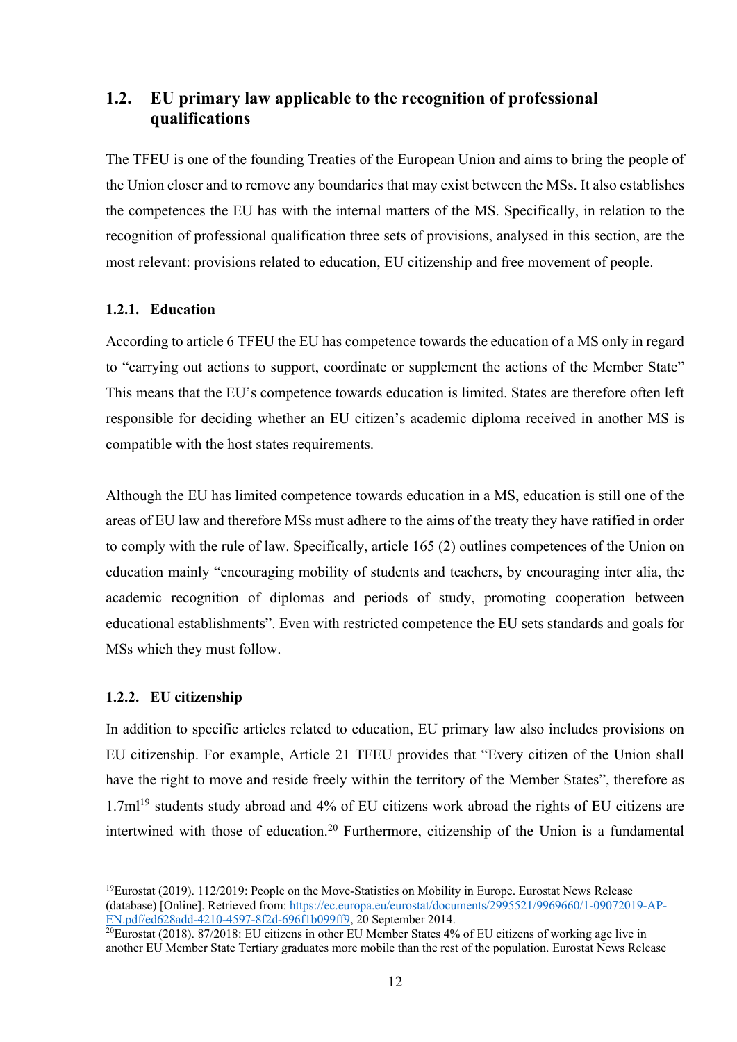## 1.2. EU primary law applicable to the recognition of professional qualifications

The TFEU is one of the founding Treaties of the European Union and aims to bring the people of the Union closer and to remove any boundaries that may exist between the MSs. It also establishes the competences the EU has with the internal matters of the MS. Specifically, in relation to the recognition of professional qualification three sets of provisions, analysed in this section, are the most relevant: provisions related to education, EU citizenship and free movement of people.

### 1.2.1. Education

According to article 6 TFEU the EU has competence towards the education of a MS only in regard to "carrying out actions to support, coordinate or supplement the actions of the Member State" This means that the EU's competence towards education is limited. States are therefore often left responsible for deciding whether an EU citizen's academic diploma received in another MS is compatible with the host states requirements.

Although the EU has limited competence towards education in a MS, education is still one of the areas of EU law and therefore MSs must adhere to the aims of the treaty they have ratified in order to comply with the rule of law. Specifically, article 165 (2) outlines competences of the Union on education mainly "encouraging mobility of students and teachers, by encouraging inter alia, the academic recognition of diplomas and periods of study, promoting cooperation between educational establishments". Even with restricted competence the EU sets standards and goals for MSs which they must follow.

### 1.2.2. EU citizenship

In addition to specific articles related to education, EU primary law also includes provisions on EU citizenship. For example, Article 21 TFEU provides that "Every citizen of the Union shall have the right to move and reside freely within the territory of the Member States", therefore as 1.7ml[19] students study abroad and 4% of EU citizens work abroad the rights of EU citizens are intertwined with those of education.[20] Furthermore, citizenship of the Union is a fundamental

---

[19]Eurostat (2019). 112/2019: People on the Move-Statistics on Mobility in Europe. Eurostat News Release (database) [Online]. Retrieved from: https://ec.europa.eu/eurostat/documents/2995521/9969660/1-09072019-AP-EN.pdf/ed628add-4210-4597-8f2d-696f1b099ff9, 20 September 2014.

[20]Eurostat (2018). 87/2018: EU citizens in other EU Member States 4% of EU citizens of working age live in another EU Member State Tertiary graduates more mobile than the rest of the population. Eurostat News Release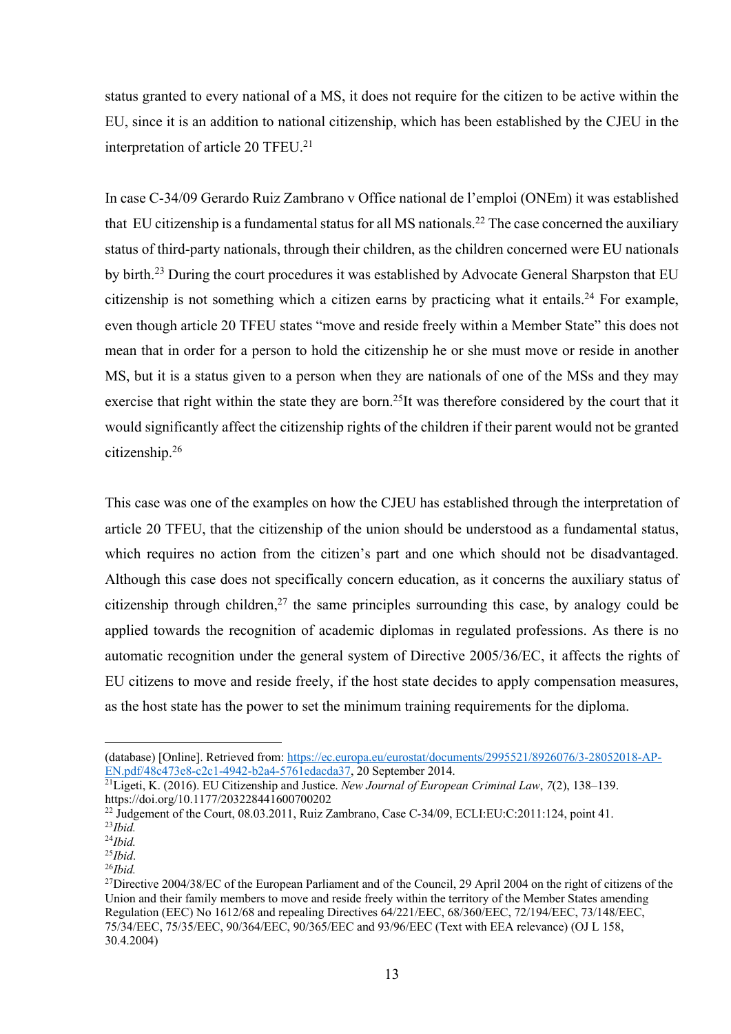status granted to every national of a MS, it does not require for the citizen to be active within the EU, since it is an addition to national citizenship, which has been established by the CJEU in the interpretation of article 20 TFEU.[21]

In case C-34/09 Gerardo Ruiz Zambrano v Office national de l'emploi (ONEm) it was established that EU citizenship is a fundamental status for all MS nationals.[22] The case concerned the auxiliary status of third-party nationals, through their children, as the children concerned were EU nationals by birth.[23] During the court procedures it was established by Advocate General Sharpston that EU citizenship is not something which a citizen earns by practicing what it entails.[24] For example, even though article 20 TFEU states "move and reside freely within a Member State" this does not mean that in order for a person to hold the citizenship he or she must move or reside in another MS, but it is a status given to a person when they are nationals of one of the MSs and they may exercise that right within the state they are born.[25]It was therefore considered by the court that it would significantly affect the citizenship rights of the children if their parent would not be granted citizenship.[26]

This case was one of the examples on how the CJEU has established through the interpretation of article 20 TFEU, that the citizenship of the union should be understood as a fundamental status, which requires no action from the citizen's part and one which should not be disadvantaged. Although this case does not specifically concern education, as it concerns the auxiliary status of citizenship through children,[27] the same principles surrounding this case, by analogy could be applied towards the recognition of academic diplomas in regulated professions. As there is no automatic recognition under the general system of Directive 2005/36/EC, it affects the rights of EU citizens to move and reside freely, if the host state decides to apply compensation measures, as the host state has the power to set the minimum training requirements for the diploma.

---

(database) [Online]. Retrieved from: https://ec.europa.eu/eurostat/documents/2995521/8926076/3-28052018-AP-EN.pdf/48c473e8-c2c1-4942-b2a4-5761edacda37, 20 September 2014.

[21] Ligeti, K. (2016). EU Citizenship and Justice. *New Journal of European Criminal Law*, *7*(2), 138–139. https://doi.org/10.1177/203228441600700202

[22] Judgement of the Court, 08.03.2011, Ruiz Zambrano, Case C-34/09, ECLI:EU:C:2011:124, point 41.

[23] *Ibid.*

[24] *Ibid.*

[25] *Ibid*.

[26] *Ibid.*

[27] Directive 2004/38/EC of the European Parliament and of the Council, 29 April 2004 on the right of citizens of the Union and their family members to move and reside freely within the territory of the Member States amending Regulation (EEC) No 1612/68 and repealing Directives 64/221/EEC, 68/360/EEC, 72/194/EEC, 73/148/EEC, 75/34/EEC, 75/35/EEC, 90/364/EEC, 90/365/EEC and 93/96/EEC (Text with EEA relevance) (OJ L 158, 30.4.2004)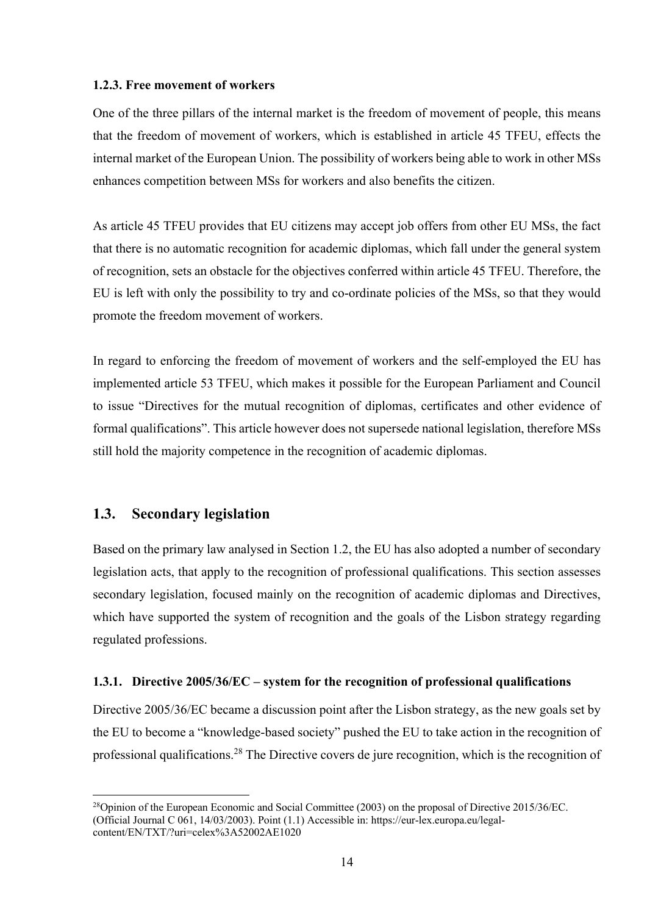### 1.2.3. Free movement of workers

One of the three pillars of the internal market is the freedom of movement of people, this means that the freedom of movement of workers, which is established in article 45 TFEU, effects the internal market of the European Union. The possibility of workers being able to work in other MSs enhances competition between MSs for workers and also benefits the citizen.

As article 45 TFEU provides that EU citizens may accept job offers from other EU MSs, the fact that there is no automatic recognition for academic diplomas, which fall under the general system of recognition, sets an obstacle for the objectives conferred within article 45 TFEU. Therefore, the EU is left with only the possibility to try and co-ordinate policies of the MSs, so that they would promote the freedom movement of workers.

In regard to enforcing the freedom of movement of workers and the self-employed the EU has implemented article 53 TFEU, which makes it possible for the European Parliament and Council to issue "Directives for the mutual recognition of diplomas, certificates and other evidence of formal qualifications". This article however does not supersede national legislation, therefore MSs still hold the majority competence in the recognition of academic diplomas.

## 1.3. Secondary legislation

Based on the primary law analysed in Section 1.2, the EU has also adopted a number of secondary legislation acts, that apply to the recognition of professional qualifications. This section assesses secondary legislation, focused mainly on the recognition of academic diplomas and Directives, which have supported the system of recognition and the goals of the Lisbon strategy regarding regulated professions.

### 1.3.1. Directive 2005/36/EC – system for the recognition of professional qualifications

Directive 2005/36/EC became a discussion point after the Lisbon strategy, as the new goals set by the EU to become a "knowledge-based society" pushed the EU to take action in the recognition of professional qualifications.[28] The Directive covers de jure recognition, which is the recognition of

[28] Opinion of the European Economic and Social Committee (2003) on the proposal of Directive 2015/36/EC. (Official Journal C 061, 14/03/2003). Point (1.1) Accessible in: https://eur-lex.europa.eu/legal-content/EN/TXT/?uri=celex%3A52002AE1020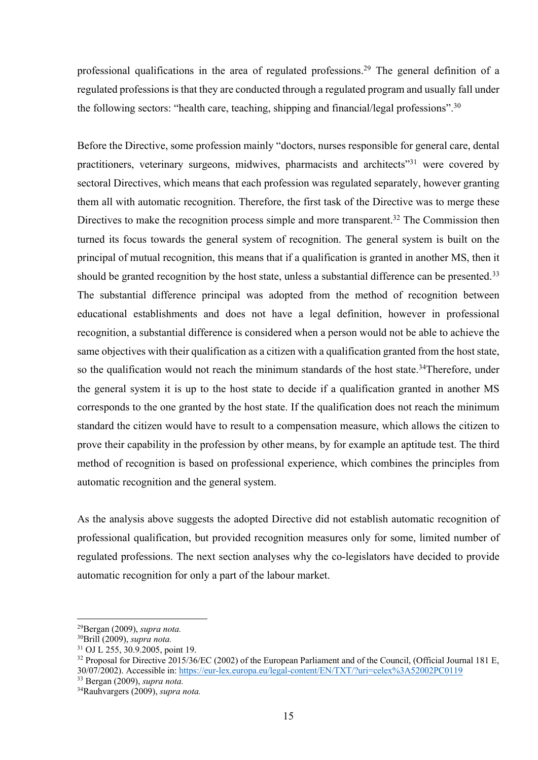professional qualifications in the area of regulated professions.[29] The general definition of a regulated professions is that they are conducted through a regulated program and usually fall under the following sectors: "health care, teaching, shipping and financial/legal professions".[30]

Before the Directive, some profession mainly "doctors, nurses responsible for general care, dental practitioners, veterinary surgeons, midwives, pharmacists and architects"[31] were covered by sectoral Directives, which means that each profession was regulated separately, however granting them all with automatic recognition. Therefore, the first task of the Directive was to merge these Directives to make the recognition process simple and more transparent.[32] The Commission then turned its focus towards the general system of recognition. The general system is built on the principal of mutual recognition, this means that if a qualification is granted in another MS, then it should be granted recognition by the host state, unless a substantial difference can be presented.[33] The substantial difference principal was adopted from the method of recognition between educational establishments and does not have a legal definition, however in professional recognition, a substantial difference is considered when a person would not be able to achieve the same objectives with their qualification as a citizen with a qualification granted from the host state, so the qualification would not reach the minimum standards of the host state.[34]Therefore, under the general system it is up to the host state to decide if a qualification granted in another MS corresponds to the one granted by the host state. If the qualification does not reach the minimum standard the citizen would have to result to a compensation measure, which allows the citizen to prove their capability in the profession by other means, by for example an aptitude test. The third method of recognition is based on professional experience, which combines the principles from automatic recognition and the general system.

As the analysis above suggests the adopted Directive did not establish automatic recognition of professional qualification, but provided recognition measures only for some, limited number of regulated professions. The next section analyses why the co-legislators have decided to provide automatic recognition for only a part of the labour market.

---

[29]Bergan (2009), *supra nota.*

[30]Brill (2009), *supra nota.*

[31] OJ L 255, 30.9.2005, point 19.

[32] Proposal for Directive 2015/36/EC (2002) of the European Parliament and of the Council, (Official Journal 181 E, 30/07/2002). Accessible in: https://eur-lex.europa.eu/legal-content/EN/TXT/?uri=celex%3A52002PC0119

[33] Bergan (2009), *supra nota.*

[34]Rauhvargers (2009), *supra nota.*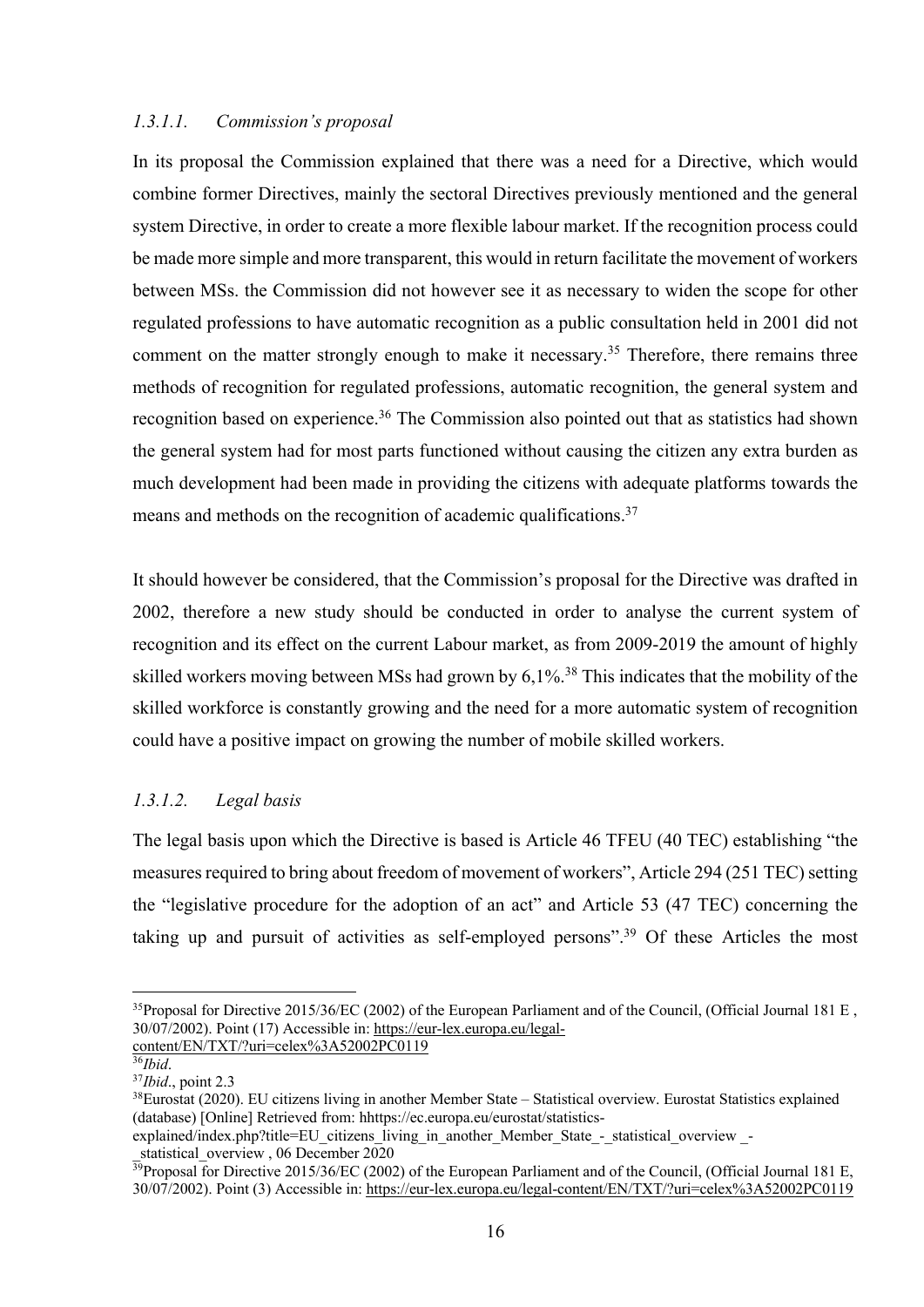#### *1.3.1.1. Commission's proposal*

In its proposal the Commission explained that there was a need for a Directive, which would combine former Directives, mainly the sectoral Directives previously mentioned and the general system Directive, in order to create a more flexible labour market. If the recognition process could be made more simple and more transparent, this would in return facilitate the movement of workers between MSs. the Commission did not however see it as necessary to widen the scope for other regulated professions to have automatic recognition as a public consultation held in 2001 did not comment on the matter strongly enough to make it necessary.[35] Therefore, there remains three methods of recognition for regulated professions, automatic recognition, the general system and recognition based on experience.[36] The Commission also pointed out that as statistics had shown the general system had for most parts functioned without causing the citizen any extra burden as much development had been made in providing the citizens with adequate platforms towards the means and methods on the recognition of academic qualifications.[37]

It should however be considered, that the Commission's proposal for the Directive was drafted in 2002, therefore a new study should be conducted in order to analyse the current system of recognition and its effect on the current Labour market, as from 2009-2019 the amount of highly skilled workers moving between MSs had grown by 6,1%.[38] This indicates that the mobility of the skilled workforce is constantly growing and the need for a more automatic system of recognition could have a positive impact on growing the number of mobile skilled workers.

#### *1.3.1.2. Legal basis*

The legal basis upon which the Directive is based is Article 46 TFEU (40 TEC) establishing "the measures required to bring about freedom of movement of workers", Article 294 (251 TEC) setting the "legislative procedure for the adoption of an act" and Article 53 (47 TEC) concerning the taking up and pursuit of activities as self-employed persons".[39] Of these Articles the most

---

[35] Proposal for Directive 2015/36/EC (2002) of the European Parliament and of the Council, (Official Journal 181 E , 30/07/2002). Point (17) Accessible in: https://eur-lex.europa.eu/legal-content/EN/TXT/?uri=celex%3A52002PC0119

[36] *Ibid*.

[37] *Ibid*., point 2.3

[38] Eurostat (2020). EU citizens living in another Member State – Statistical overview. Eurostat Statistics explained (database) [Online] Retrieved from: hhttps://ec.europa.eu/eurostat/statistics-explained/index.php?title=EU_citizens_living_in_another_Member_State_-_statistical_overview _-_statistical_overview , 06 December 2020

[39] Proposal for Directive 2015/36/EC (2002) of the European Parliament and of the Council, (Official Journal 181 E, 30/07/2002). Point (3) Accessible in: https://eur-lex.europa.eu/legal-content/EN/TXT/?uri=celex%3A52002PC0119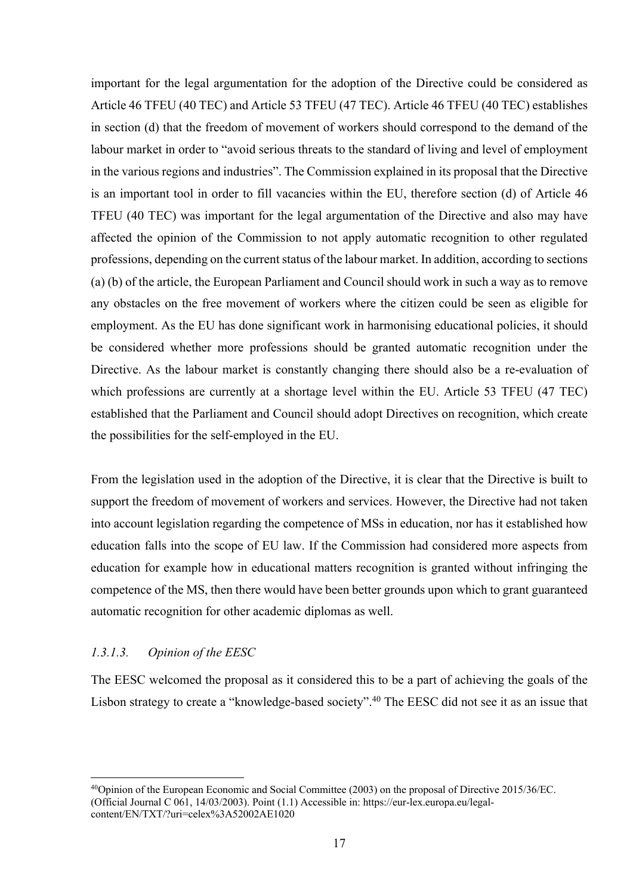important for the legal argumentation for the adoption of the Directive could be considered as Article 46 TFEU (40 TEC) and Article 53 TFEU (47 TEC). Article 46 TFEU (40 TEC) establishes in section (d) that the freedom of movement of workers should correspond to the demand of the labour market in order to "avoid serious threats to the standard of living and level of employment in the various regions and industries". The Commission explained in its proposal that the Directive is an important tool in order to fill vacancies within the EU, therefore section (d) of Article 46 TFEU (40 TEC) was important for the legal argumentation of the Directive and also may have affected the opinion of the Commission to not apply automatic recognition to other regulated professions, depending on the current status of the labour market. In addition, according to sections (a) (b) of the article, the European Parliament and Council should work in such a way as to remove any obstacles on the free movement of workers where the citizen could be seen as eligible for employment. As the EU has done significant work in harmonising educational policies, it should be considered whether more professions should be granted automatic recognition under the Directive. As the labour market is constantly changing there should also be a re-evaluation of which professions are currently at a shortage level within the EU. Article 53 TFEU (47 TEC) established that the Parliament and Council should adopt Directives on recognition, which create the possibilities for the self-employed in the EU.

From the legislation used in the adoption of the Directive, it is clear that the Directive is built to support the freedom of movement of workers and services. However, the Directive had not taken into account legislation regarding the competence of MSs in education, nor has it established how education falls into the scope of EU law. If the Commission had considered more aspects from education for example how in educational matters recognition is granted without infringing the competence of the MS, then there would have been better grounds upon which to grant guaranteed automatic recognition for other academic diplomas as well.

#### *1.3.1.3. Opinion of the EESC*

The EESC welcomed the proposal as it considered this to be a part of achieving the goals of the Lisbon strategy to create a "knowledge-based society".[40] The EESC did not see it as an issue that

---

[40]Opinion of the European Economic and Social Committee (2003) on the proposal of Directive 2015/36/EC. (Official Journal C 061, 14/03/2003). Point (1.1) Accessible in: https://eur-lex.europa.eu/legal-content/EN/TXT/?uri=celex%3A52002AE1020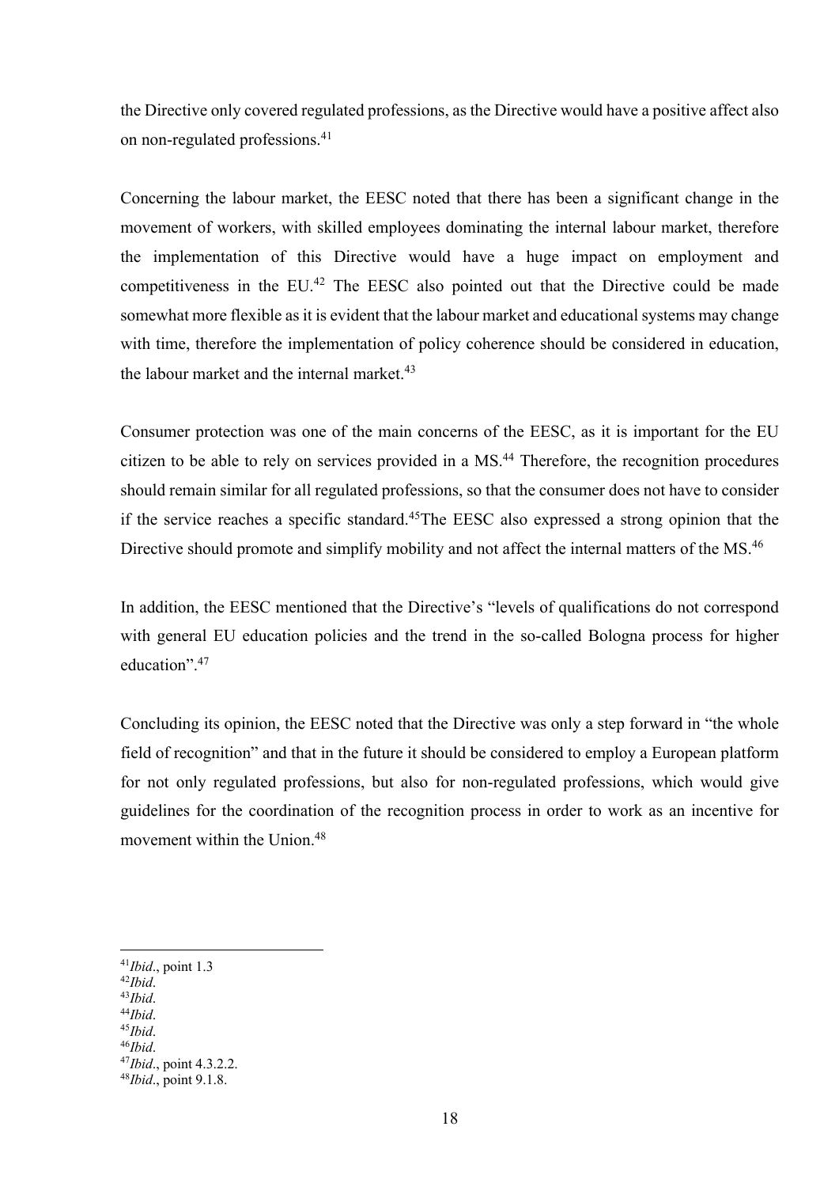the Directive only covered regulated professions, as the Directive would have a positive affect also on non-regulated professions.[41]

Concerning the labour market, the EESC noted that there has been a significant change in the movement of workers, with skilled employees dominating the internal labour market, therefore the implementation of this Directive would have a huge impact on employment and competitiveness in the EU.[42] The EESC also pointed out that the Directive could be made somewhat more flexible as it is evident that the labour market and educational systems may change with time, therefore the implementation of policy coherence should be considered in education, the labour market and the internal market.[43]

Consumer protection was one of the main concerns of the EESC, as it is important for the EU citizen to be able to rely on services provided in a MS.[44] Therefore, the recognition procedures should remain similar for all regulated professions, so that the consumer does not have to consider if the service reaches a specific standard.[45]The EESC also expressed a strong opinion that the Directive should promote and simplify mobility and not affect the internal matters of the MS.[46]

In addition, the EESC mentioned that the Directive's "levels of qualifications do not correspond with general EU education policies and the trend in the so-called Bologna process for higher education".[47]

Concluding its opinion, the EESC noted that the Directive was only a step forward in "the whole field of recognition" and that in the future it should be considered to employ a European platform for not only regulated professions, but also for non-regulated professions, which would give guidelines for the coordination of the recognition process in order to work as an incentive for movement within the Union.[48]

---

[41] *Ibid*., point 1.3
[42] *Ibid*.
[43] *Ibid*.
[44] *Ibid*.
[45] *Ibid*.
[46] *Ibid*.
[47] *Ibid*., point 4.3.2.2.
[48] *Ibid*., point 9.1.8.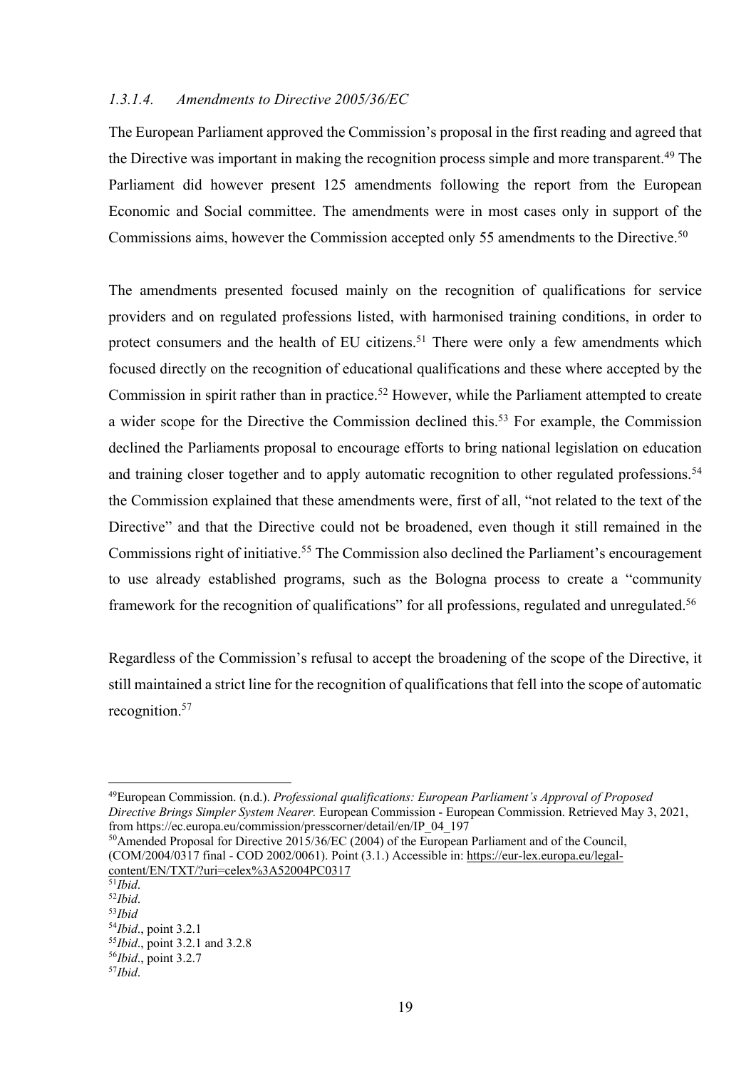#### *1.3.1.4. Amendments to Directive 2005/36/EC*

The European Parliament approved the Commission's proposal in the first reading and agreed that the Directive was important in making the recognition process simple and more transparent.[49] The Parliament did however present 125 amendments following the report from the European Economic and Social committee. The amendments were in most cases only in support of the Commissions aims, however the Commission accepted only 55 amendments to the Directive.[50]

The amendments presented focused mainly on the recognition of qualifications for service providers and on regulated professions listed, with harmonised training conditions, in order to protect consumers and the health of EU citizens.[51] There were only a few amendments which focused directly on the recognition of educational qualifications and these where accepted by the Commission in spirit rather than in practice.[52] However, while the Parliament attempted to create a wider scope for the Directive the Commission declined this.[53] For example, the Commission declined the Parliaments proposal to encourage efforts to bring national legislation on education and training closer together and to apply automatic recognition to other regulated professions.[54] the Commission explained that these amendments were, first of all, "not related to the text of the Directive" and that the Directive could not be broadened, even though it still remained in the Commissions right of initiative.[55] The Commission also declined the Parliament's encouragement to use already established programs, such as the Bologna process to create a "community framework for the recognition of qualifications" for all professions, regulated and unregulated.[56]

Regardless of the Commission's refusal to accept the broadening of the scope of the Directive, it still maintained a strict line for the recognition of qualifications that fell into the scope of automatic recognition.[57]

---

[49]European Commission. (n.d.). *Professional qualifications: European Parliament's Approval of Proposed Directive Brings Simpler System Nearer.* European Commission - European Commission. Retrieved May 3, 2021, from https://ec.europa.eu/commission/presscorner/detail/en/IP_04_197

[50]Amended Proposal for Directive 2015/36/EC (2004) of the European Parliament and of the Council, (COM/2004/0317 final - COD 2002/0061). Point (3.1.) Accessible in: https://eur-lex.europa.eu/legal-content/EN/TXT/?uri=celex%3A52004PC0317

[51]*Ibid*.

[52]*Ibid*.

[53]*Ibid*

[54]*Ibid*., point 3.2.1

[55]*Ibid*., point 3.2.1 and 3.2.8

[56]*Ibid*., point 3.2.7

[57]*Ibid*.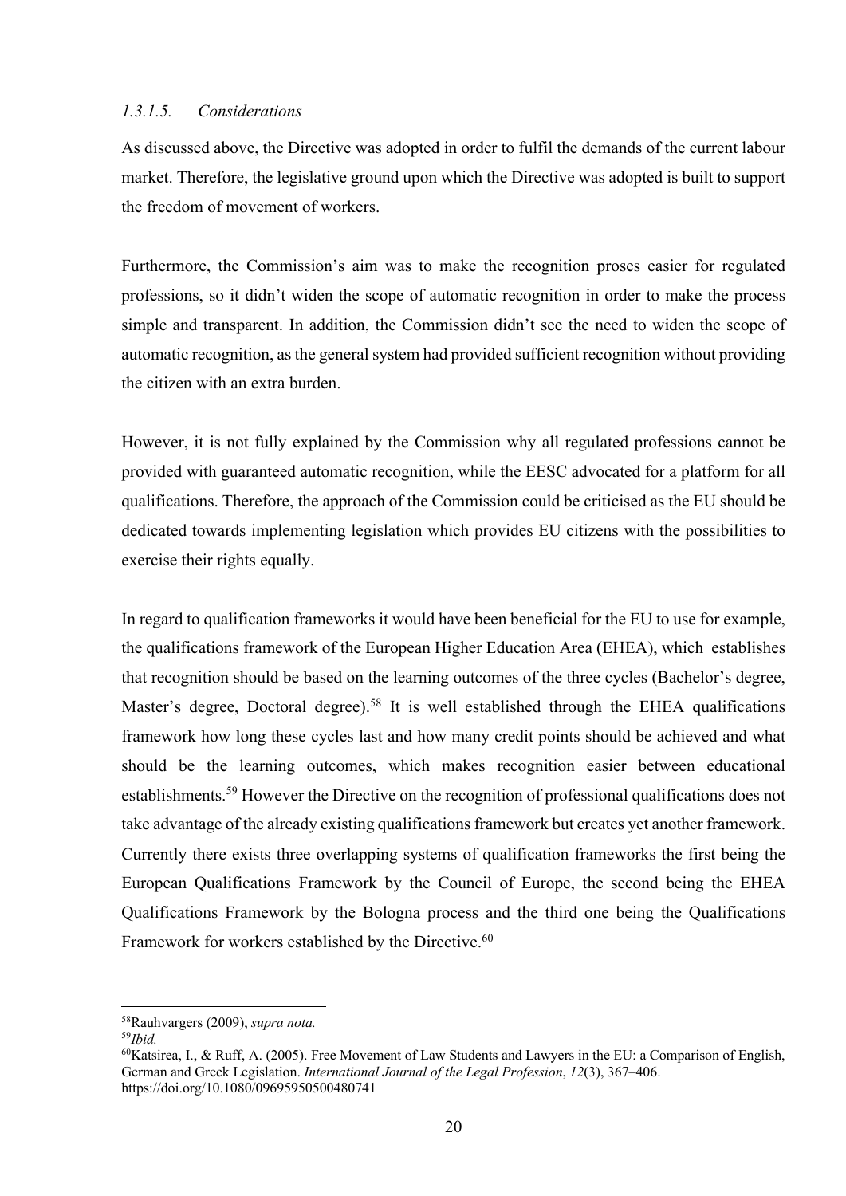#### *1.3.1.5. Considerations*

As discussed above, the Directive was adopted in order to fulfil the demands of the current labour market. Therefore, the legislative ground upon which the Directive was adopted is built to support the freedom of movement of workers.

Furthermore, the Commission's aim was to make the recognition proses easier for regulated professions, so it didn't widen the scope of automatic recognition in order to make the process simple and transparent. In addition, the Commission didn't see the need to widen the scope of automatic recognition, as the general system had provided sufficient recognition without providing the citizen with an extra burden.

However, it is not fully explained by the Commission why all regulated professions cannot be provided with guaranteed automatic recognition, while the EESC advocated for a platform for all qualifications. Therefore, the approach of the Commission could be criticised as the EU should be dedicated towards implementing legislation which provides EU citizens with the possibilities to exercise their rights equally.

In regard to qualification frameworks it would have been beneficial for the EU to use for example, the qualifications framework of the European Higher Education Area (EHEA), which establishes that recognition should be based on the learning outcomes of the three cycles (Bachelor's degree, Master's degree, Doctoral degree).[58] It is well established through the EHEA qualifications framework how long these cycles last and how many credit points should be achieved and what should be the learning outcomes, which makes recognition easier between educational establishments.[59] However the Directive on the recognition of professional qualifications does not take advantage of the already existing qualifications framework but creates yet another framework. Currently there exists three overlapping systems of qualification frameworks the first being the European Qualifications Framework by the Council of Europe, the second being the EHEA Qualifications Framework by the Bologna process and the third one being the Qualifications Framework for workers established by the Directive.[60]

---

[58] Rauhvargers (2009), *supra nota.*

[59] *Ibid.*

[60] Katsirea, I., & Ruff, A. (2005). Free Movement of Law Students and Lawyers in the EU: a Comparison of English, German and Greek Legislation. *International Journal of the Legal Profession*, *12*(3), 367–406. https://doi.org/10.1080/09695950500480741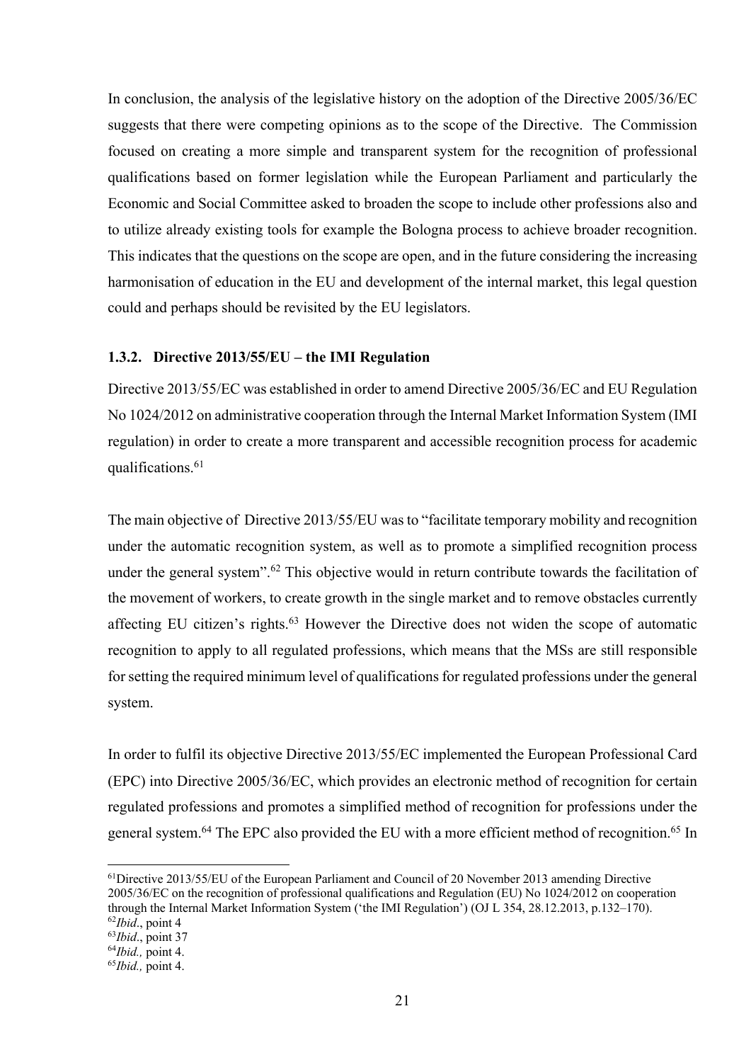In conclusion, the analysis of the legislative history on the adoption of the Directive 2005/36/EC suggests that there were competing opinions as to the scope of the Directive. The Commission focused on creating a more simple and transparent system for the recognition of professional qualifications based on former legislation while the European Parliament and particularly the Economic and Social Committee asked to broaden the scope to include other professions also and to utilize already existing tools for example the Bologna process to achieve broader recognition. This indicates that the questions on the scope are open, and in the future considering the increasing harmonisation of education in the EU and development of the internal market, this legal question could and perhaps should be revisited by the EU legislators.

### 1.3.2. Directive 2013/55/EU – the IMI Regulation

Directive 2013/55/EC was established in order to amend Directive 2005/36/EC and EU Regulation No 1024/2012 on administrative cooperation through the Internal Market Information System (IMI regulation) in order to create a more transparent and accessible recognition process for academic qualifications.[61]

The main objective of Directive 2013/55/EU was to "facilitate temporary mobility and recognition under the automatic recognition system, as well as to promote a simplified recognition process under the general system".[62] This objective would in return contribute towards the facilitation of the movement of workers, to create growth in the single market and to remove obstacles currently affecting EU citizen's rights.[63] However the Directive does not widen the scope of automatic recognition to apply to all regulated professions, which means that the MSs are still responsible for setting the required minimum level of qualifications for regulated professions under the general system.

In order to fulfil its objective Directive 2013/55/EC implemented the European Professional Card (EPC) into Directive 2005/36/EC, which provides an electronic method of recognition for certain regulated professions and promotes a simplified method of recognition for professions under the general system.[64] The EPC also provided the EU with a more efficient method of recognition.[65] In

---

[61] Directive 2013/55/EU of the European Parliament and Council of 20 November 2013 amending Directive 2005/36/EC on the recognition of professional qualifications and Regulation (EU) No 1024/2012 on cooperation through the Internal Market Information System ('the IMI Regulation') (OJ L 354, 28.12.2013, p.132–170).

[62] *Ibid*., point 4

[63] *Ibid*., point 37

[64] *Ibid.,* point 4.

[65] *Ibid.,* point 4.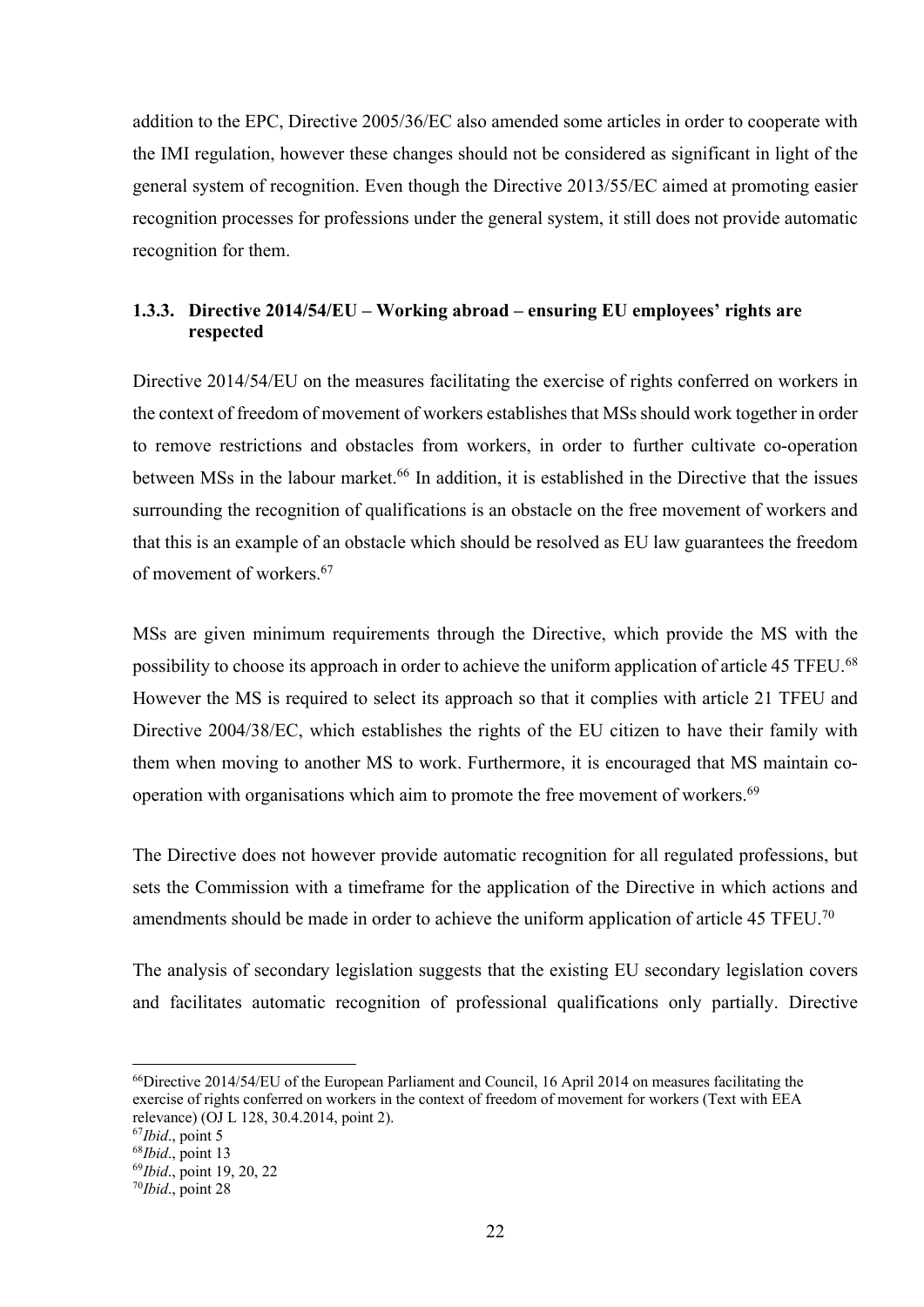addition to the EPC, Directive 2005/36/EC also amended some articles in order to cooperate with the IMI regulation, however these changes should not be considered as significant in light of the general system of recognition. Even though the Directive 2013/55/EC aimed at promoting easier recognition processes for professions under the general system, it still does not provide automatic recognition for them.

### 1.3.3. Directive 2014/54/EU – Working abroad – ensuring EU employees' rights are respected

Directive 2014/54/EU on the measures facilitating the exercise of rights conferred on workers in the context of freedom of movement of workers establishes that MSs should work together in order to remove restrictions and obstacles from workers, in order to further cultivate co-operation between MSs in the labour market.[66] In addition, it is established in the Directive that the issues surrounding the recognition of qualifications is an obstacle on the free movement of workers and that this is an example of an obstacle which should be resolved as EU law guarantees the freedom of movement of workers.[67]

MSs are given minimum requirements through the Directive, which provide the MS with the possibility to choose its approach in order to achieve the uniform application of article 45 TFEU.[68] However the MS is required to select its approach so that it complies with article 21 TFEU and Directive 2004/38/EC, which establishes the rights of the EU citizen to have their family with them when moving to another MS to work. Furthermore, it is encouraged that MS maintain co-operation with organisations which aim to promote the free movement of workers.[69]

The Directive does not however provide automatic recognition for all regulated professions, but sets the Commission with a timeframe for the application of the Directive in which actions and amendments should be made in order to achieve the uniform application of article 45 TFEU.[70]

The analysis of secondary legislation suggests that the existing EU secondary legislation covers and facilitates automatic recognition of professional qualifications only partially. Directive

---

[66] Directive 2014/54/EU of the European Parliament and Council, 16 April 2014 on measures facilitating the exercise of rights conferred on workers in the context of freedom of movement for workers (Text with EEA relevance) (OJ L 128, 30.4.2014, point 2).

[67] *Ibid*., point 5

[68] *Ibid*., point 13

[69] *Ibid*., point 19, 20, 22

[70] *Ibid*., point 28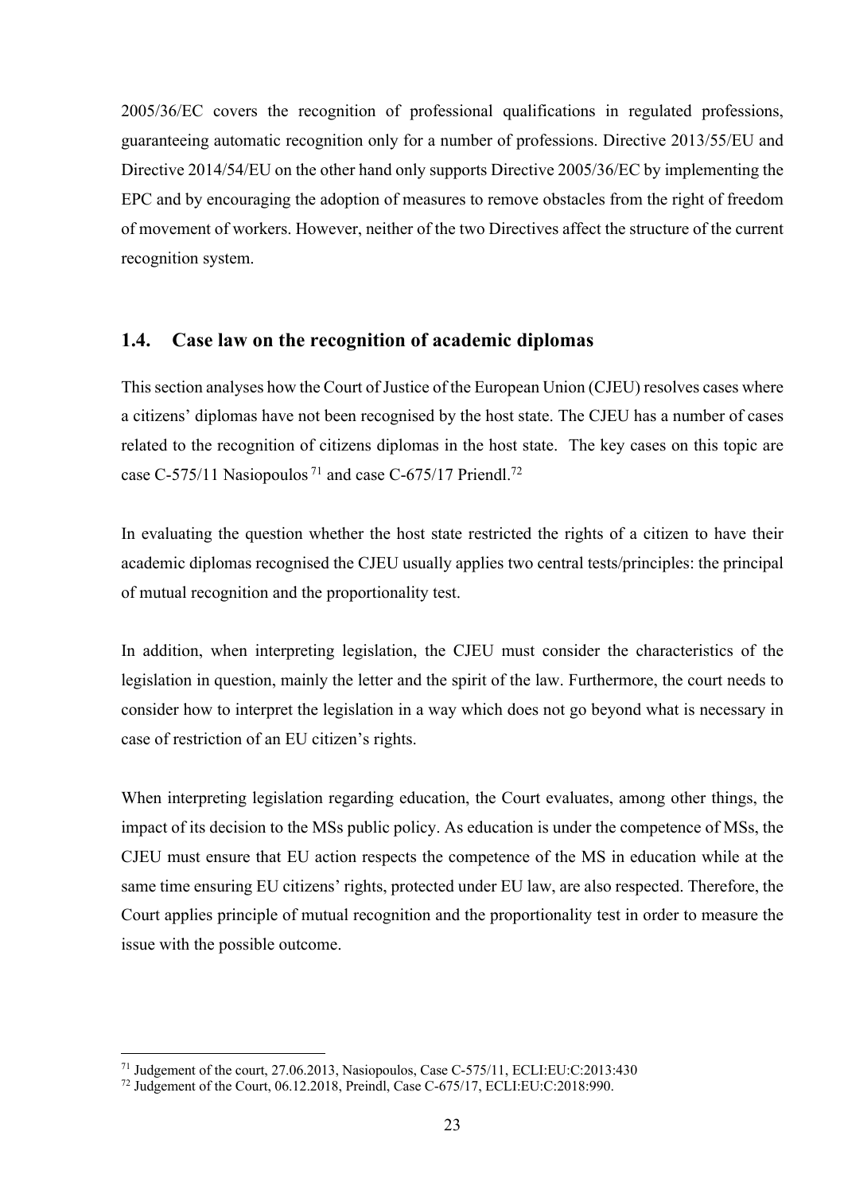2005/36/EC covers the recognition of professional qualifications in regulated professions, guaranteeing automatic recognition only for a number of professions. Directive 2013/55/EU and Directive 2014/54/EU on the other hand only supports Directive 2005/36/EC by implementing the EPC and by encouraging the adoption of measures to remove obstacles from the right of freedom of movement of workers. However, neither of the two Directives affect the structure of the current recognition system.

## 1.4. Case law on the recognition of academic diplomas

This section analyses how the Court of Justice of the European Union (CJEU) resolves cases where a citizens' diplomas have not been recognised by the host state. The CJEU has a number of cases related to the recognition of citizens diplomas in the host state. The key cases on this topic are case C-575/11 Nasiopoulos [71] and case C-675/17 Priendl.[72]

In evaluating the question whether the host state restricted the rights of a citizen to have their academic diplomas recognised the CJEU usually applies two central tests/principles: the principal of mutual recognition and the proportionality test.

In addition, when interpreting legislation, the CJEU must consider the characteristics of the legislation in question, mainly the letter and the spirit of the law. Furthermore, the court needs to consider how to interpret the legislation in a way which does not go beyond what is necessary in case of restriction of an EU citizen's rights.

When interpreting legislation regarding education, the Court evaluates, among other things, the impact of its decision to the MSs public policy. As education is under the competence of MSs, the CJEU must ensure that EU action respects the competence of the MS in education while at the same time ensuring EU citizens' rights, protected under EU law, are also respected. Therefore, the Court applies principle of mutual recognition and the proportionality test in order to measure the issue with the possible outcome.

---

[71] Judgement of the court, 27.06.2013, Nasiopoulos, Case C-575/11, ECLI:EU:C:2013:430

[72] Judgement of the Court, 06.12.2018, Preindl, Case C-675/17, ECLI:EU:C:2018:990.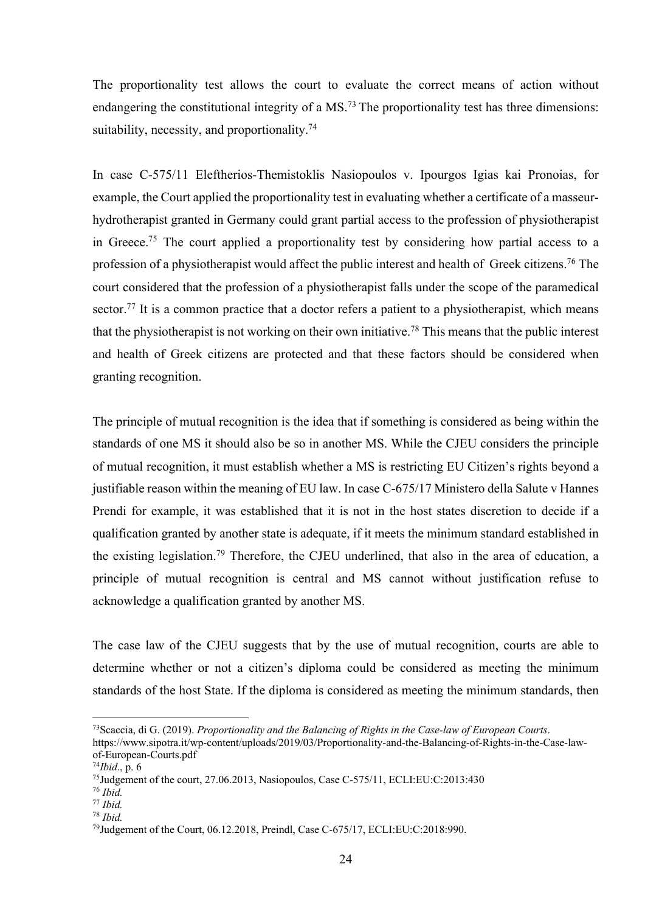The proportionality test allows the court to evaluate the correct means of action without endangering the constitutional integrity of a MS.[73] The proportionality test has three dimensions: suitability, necessity, and proportionality.[74]

In case C-575/11 Eleftherios-Themistoklis Nasiopoulos v. Ipourgos Igias kai Pronoias, for example, the Court applied the proportionality test in evaluating whether a certificate of a masseur-hydrotherapist granted in Germany could grant partial access to the profession of physiotherapist in Greece.[75] The court applied a proportionality test by considering how partial access to a profession of a physiotherapist would affect the public interest and health of Greek citizens.[76] The court considered that the profession of a physiotherapist falls under the scope of the paramedical sector.[77] It is a common practice that a doctor refers a patient to a physiotherapist, which means that the physiotherapist is not working on their own initiative.[78] This means that the public interest and health of Greek citizens are protected and that these factors should be considered when granting recognition.

The principle of mutual recognition is the idea that if something is considered as being within the standards of one MS it should also be so in another MS. While the CJEU considers the principle of mutual recognition, it must establish whether a MS is restricting EU Citizen's rights beyond a justifiable reason within the meaning of EU law. In case C-675/17 Ministero della Salute v Hannes Prendi for example, it was established that it is not in the host states discretion to decide if a qualification granted by another state is adequate, if it meets the minimum standard established in the existing legislation.[79] Therefore, the CJEU underlined, that also in the area of education, a principle of mutual recognition is central and MS cannot without justification refuse to acknowledge a qualification granted by another MS.

The case law of the CJEU suggests that by the use of mutual recognition, courts are able to determine whether or not a citizen's diploma could be considered as meeting the minimum standards of the host State. If the diploma is considered as meeting the minimum standards, then

---

[73] Scaccia, di G. (2019). *Proportionality and the Balancing of Rights in the Case-law of European Courts*. https://www.sipotra.it/wp-content/uploads/2019/03/Proportionality-and-the-Balancing-of-Rights-in-the-Case-law-of-European-Courts.pdf

[74] *Ibid*., p. 6

[75] Judgement of the court, 27.06.2013, Nasiopoulos, Case C-575/11, ECLI:EU:C:2013:430

[76] *Ibid.*

[77] *Ibid.*

[78] *Ibid.*

[79] Judgement of the Court, 06.12.2018, Preindl, Case C-675/17, ECLI:EU:C:2018:990.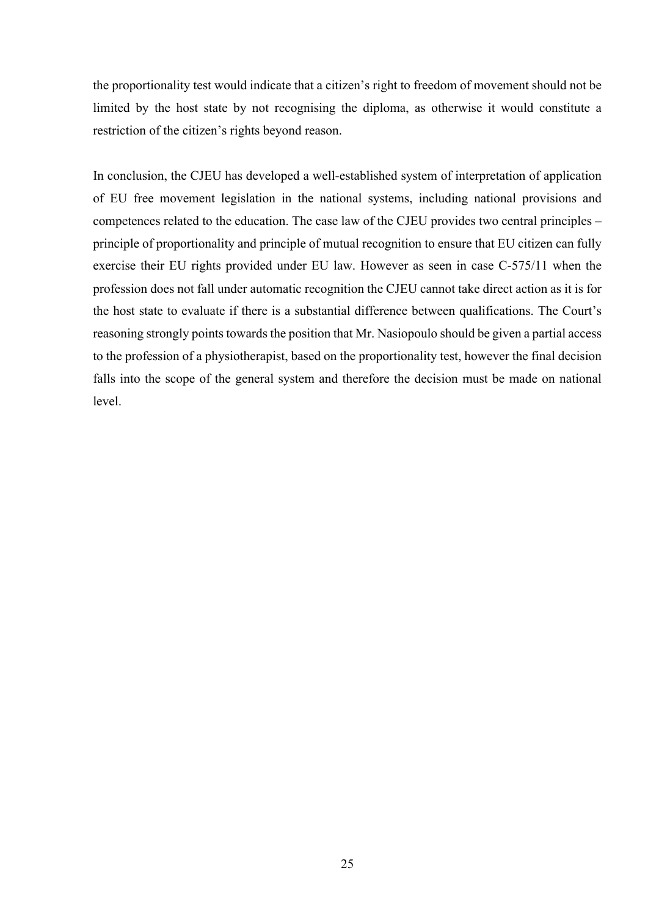the proportionality test would indicate that a citizen's right to freedom of movement should not be limited by the host state by not recognising the diploma, as otherwise it would constitute a restriction of the citizen's rights beyond reason.

In conclusion, the CJEU has developed a well-established system of interpretation of application of EU free movement legislation in the national systems, including national provisions and competences related to the education. The case law of the CJEU provides two central principles – principle of proportionality and principle of mutual recognition to ensure that EU citizen can fully exercise their EU rights provided under EU law. However as seen in case C-575/11 when the profession does not fall under automatic recognition the CJEU cannot take direct action as it is for the host state to evaluate if there is a substantial difference between qualifications. The Court's reasoning strongly points towards the position that Mr. Nasiopoulo should be given a partial access to the profession of a physiotherapist, based on the proportionality test, however the final decision falls into the scope of the general system and therefore the decision must be made on national level.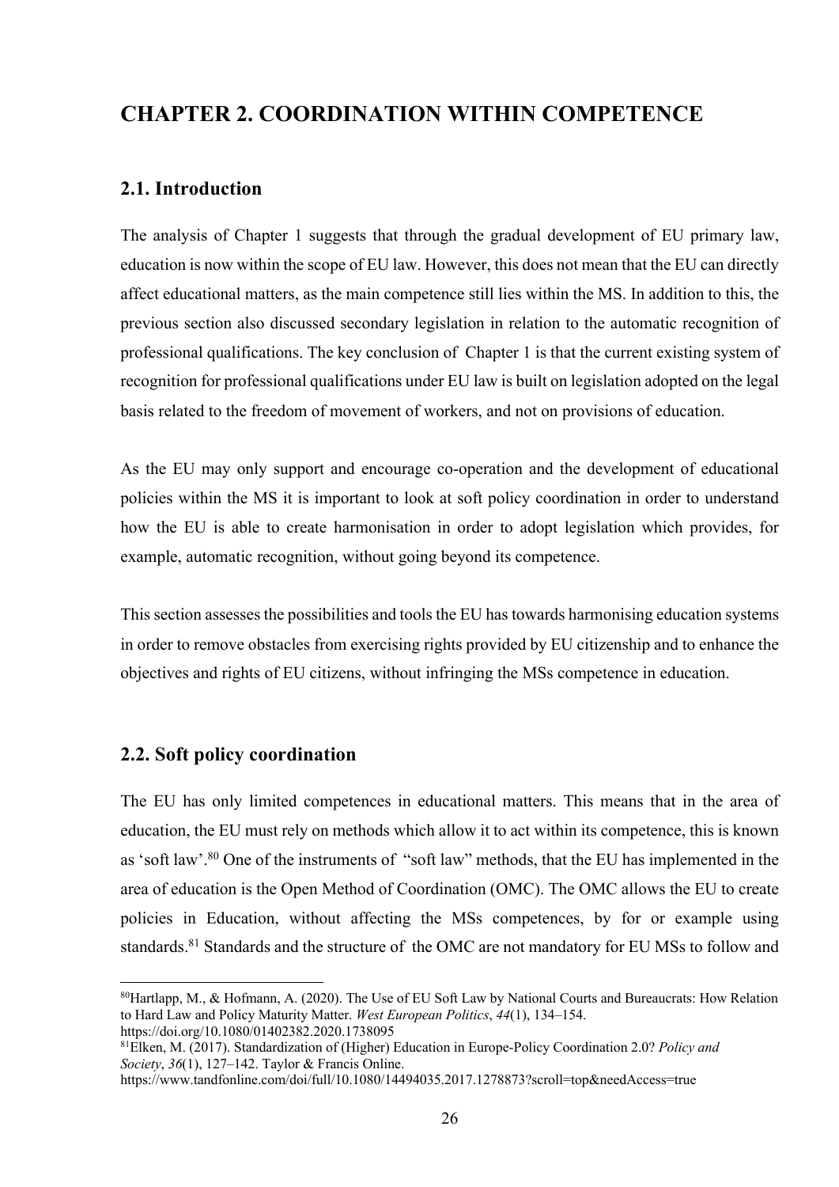# CHAPTER 2. COORDINATION WITHIN COMPETENCE

## 2.1. Introduction

The analysis of Chapter 1 suggests that through the gradual development of EU primary law, education is now within the scope of EU law. However, this does not mean that the EU can directly affect educational matters, as the main competence still lies within the MS. In addition to this, the previous section also discussed secondary legislation in relation to the automatic recognition of professional qualifications. The key conclusion of Chapter 1 is that the current existing system of recognition for professional qualifications under EU law is built on legislation adopted on the legal basis related to the freedom of movement of workers, and not on provisions of education.

As the EU may only support and encourage co-operation and the development of educational policies within the MS it is important to look at soft policy coordination in order to understand how the EU is able to create harmonisation in order to adopt legislation which provides, for example, automatic recognition, without going beyond its competence.

This section assesses the possibilities and tools the EU has towards harmonising education systems in order to remove obstacles from exercising rights provided by EU citizenship and to enhance the objectives and rights of EU citizens, without infringing the MSs competence in education.

## 2.2. Soft policy coordination

The EU has only limited competences in educational matters. This means that in the area of education, the EU must rely on methods which allow it to act within its competence, this is known as 'soft law'.[80] One of the instruments of "soft law" methods, that the EU has implemented in the area of education is the Open Method of Coordination (OMC). The OMC allows the EU to create policies in Education, without affecting the MSs competences, by for or example using standards.[81] Standards and the structure of the OMC are not mandatory for EU MSs to follow and

[80] Hartlapp, M., & Hofmann, A. (2020). The Use of EU Soft Law by National Courts and Bureaucrats: How Relation to Hard Law and Policy Maturity Matter. *West European Politics*, *44*(1), 134–154. https://doi.org/10.1080/01402382.2020.1738095

[81] Elken, M. (2017). Standardization of (Higher) Education in Europe-Policy Coordination 2.0? *Policy and Society*, *36*(1), 127–142. Taylor & Francis Online. https://www.tandfonline.com/doi/full/10.1080/14494035.2017.1278873?scroll=top&needAccess=true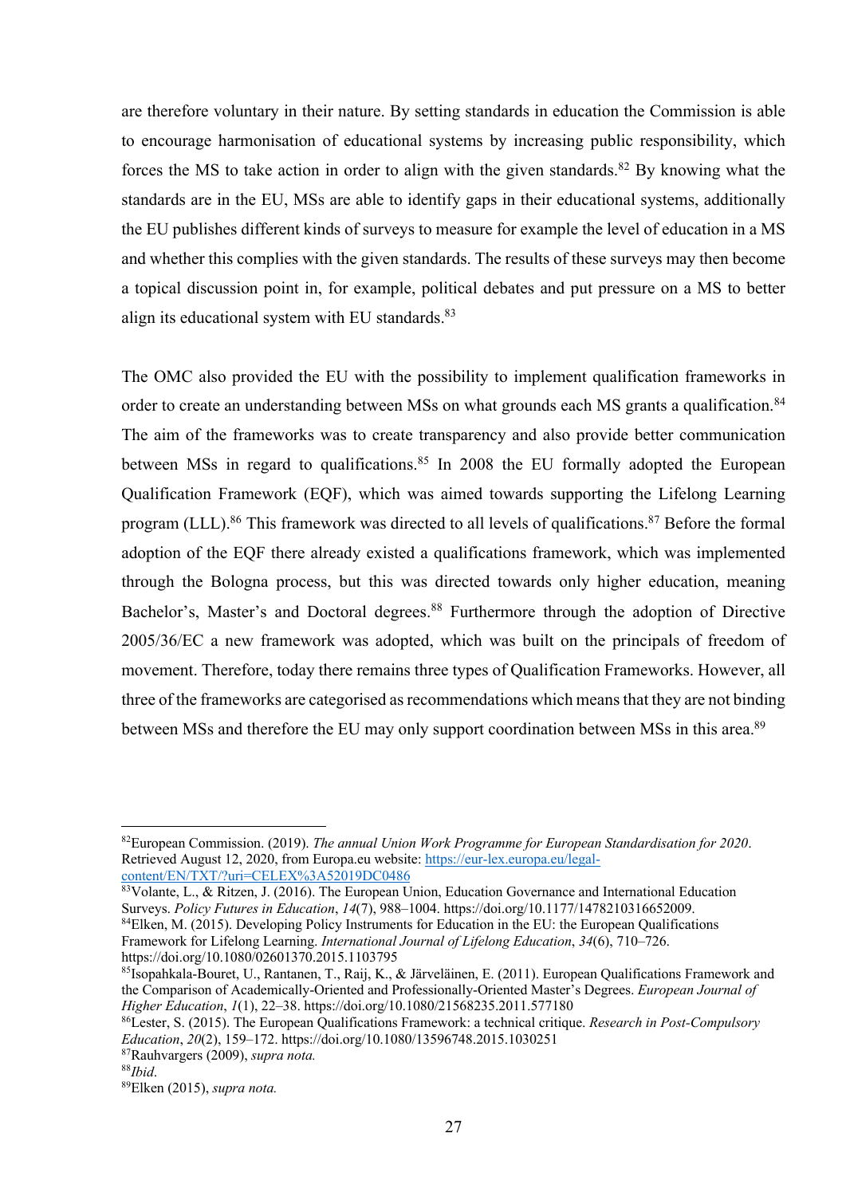are therefore voluntary in their nature. By setting standards in education the Commission is able to encourage harmonisation of educational systems by increasing public responsibility, which forces the MS to take action in order to align with the given standards.[82] By knowing what the standards are in the EU, MSs are able to identify gaps in their educational systems, additionally the EU publishes different kinds of surveys to measure for example the level of education in a MS and whether this complies with the given standards. The results of these surveys may then become a topical discussion point in, for example, political debates and put pressure on a MS to better align its educational system with EU standards.[83]

The OMC also provided the EU with the possibility to implement qualification frameworks in order to create an understanding between MSs on what grounds each MS grants a qualification.[84] The aim of the frameworks was to create transparency and also provide better communication between MSs in regard to qualifications.[85] In 2008 the EU formally adopted the European Qualification Framework (EQF), which was aimed towards supporting the Lifelong Learning program (LLL).[86] This framework was directed to all levels of qualifications.[87] Before the formal adoption of the EQF there already existed a qualifications framework, which was implemented through the Bologna process, but this was directed towards only higher education, meaning Bachelor's, Master's and Doctoral degrees.[88] Furthermore through the adoption of Directive 2005/36/EC a new framework was adopted, which was built on the principals of freedom of movement. Therefore, today there remains three types of Qualification Frameworks. However, all three of the frameworks are categorised as recommendations which means that they are not binding between MSs and therefore the EU may only support coordination between MSs in this area.[89]

---

[82]European Commission. (2019). *The annual Union Work Programme for European Standardisation for 2020*. Retrieved August 12, 2020, from Europa.eu website: https://eur-lex.europa.eu/legal-content/EN/TXT/?uri=CELEX%3A52019DC0486

[83]Volante, L., & Ritzen, J. (2016). The European Union, Education Governance and International Education Surveys. *Policy Futures in Education*, *14*(7), 988–1004. https://doi.org/10.1177/1478210316652009.

[84]Elken, M. (2015). Developing Policy Instruments for Education in the EU: the European Qualifications Framework for Lifelong Learning. *International Journal of Lifelong Education*, *34*(6), 710–726. https://doi.org/10.1080/02601370.2015.1103795

[85]Isopahkala-Bouret, U., Rantanen, T., Raij, K., & Järveläinen, E. (2011). European Qualifications Framework and the Comparison of Academically-Oriented and Professionally-Oriented Master's Degrees. *European Journal of Higher Education*, *1*(1), 22–38. https://doi.org/10.1080/21568235.2011.577180

[86]Lester, S. (2015). The European Qualifications Framework: a technical critique. *Research in Post-Compulsory Education*, *20*(2), 159–172. https://doi.org/10.1080/13596748.2015.1030251

[87]Rauhvargers (2009), *supra nota.*

[88]*Ibid*.

[89]Elken (2015), *supra nota.*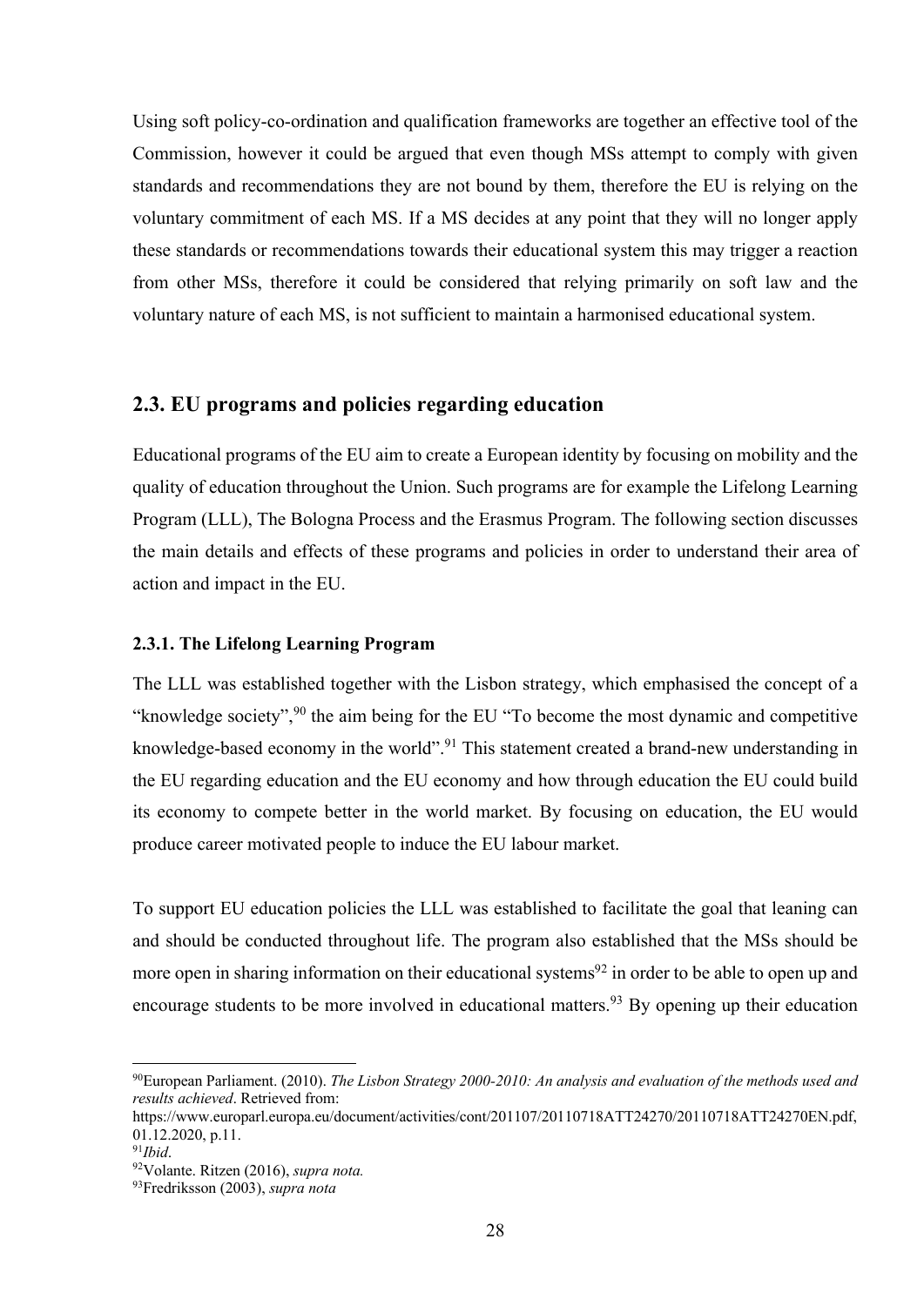Using soft policy-co-ordination and qualification frameworks are together an effective tool of the Commission, however it could be argued that even though MSs attempt to comply with given standards and recommendations they are not bound by them, therefore the EU is relying on the voluntary commitment of each MS. If a MS decides at any point that they will no longer apply these standards or recommendations towards their educational system this may trigger a reaction from other MSs, therefore it could be considered that relying primarily on soft law and the voluntary nature of each MS, is not sufficient to maintain a harmonised educational system.

## 2.3. EU programs and policies regarding education

Educational programs of the EU aim to create a European identity by focusing on mobility and the quality of education throughout the Union. Such programs are for example the Lifelong Learning Program (LLL), The Bologna Process and the Erasmus Program. The following section discusses the main details and effects of these programs and policies in order to understand their area of action and impact in the EU.

### 2.3.1. The Lifelong Learning Program

The LLL was established together with the Lisbon strategy, which emphasised the concept of a "knowledge society",[90] the aim being for the EU "To become the most dynamic and competitive knowledge-based economy in the world".[91] This statement created a brand-new understanding in the EU regarding education and the EU economy and how through education the EU could build its economy to compete better in the world market. By focusing on education, the EU would produce career motivated people to induce the EU labour market.

To support EU education policies the LLL was established to facilitate the goal that leaning can and should be conducted throughout life. The program also established that the MSs should be more open in sharing information on their educational systems[92] in order to be able to open up and encourage students to be more involved in educational matters.[93] By opening up their education

---

[90]European Parliament. (2010). *The Lisbon Strategy 2000-2010: An analysis and evaluation of the methods used and results achieved*. Retrieved from: https://www.europarl.europa.eu/document/activities/cont/201107/20110718ATT24270/20110718ATT24270EN.pdf, 01.12.2020, p.11.

[91]*Ibid*.

[92]Volante. Ritzen (2016), *supra nota.*

[93]Fredriksson (2003), *supra nota*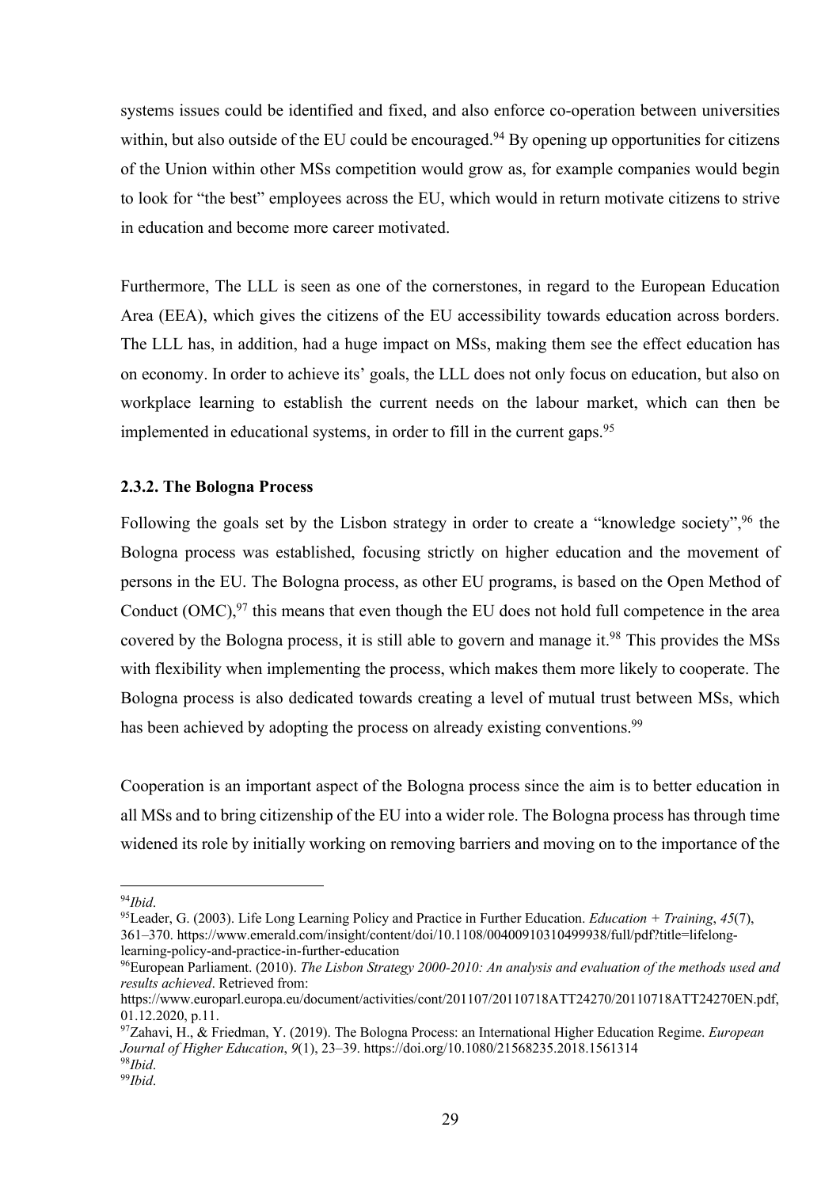systems issues could be identified and fixed, and also enforce co-operation between universities within, but also outside of the EU could be encouraged.[94] By opening up opportunities for citizens of the Union within other MSs competition would grow as, for example companies would begin to look for "the best" employees across the EU, which would in return motivate citizens to strive in education and become more career motivated.

Furthermore, The LLL is seen as one of the cornerstones, in regard to the European Education Area (EEA), which gives the citizens of the EU accessibility towards education across borders. The LLL has, in addition, had a huge impact on MSs, making them see the effect education has on economy. In order to achieve its' goals, the LLL does not only focus on education, but also on workplace learning to establish the current needs on the labour market, which can then be implemented in educational systems, in order to fill in the current gaps.[95]

### 2.3.2. The Bologna Process

Following the goals set by the Lisbon strategy in order to create a "knowledge society",[96] the Bologna process was established, focusing strictly on higher education and the movement of persons in the EU. The Bologna process, as other EU programs, is based on the Open Method of Conduct (OMC),[97] this means that even though the EU does not hold full competence in the area covered by the Bologna process, it is still able to govern and manage it.[98] This provides the MSs with flexibility when implementing the process, which makes them more likely to cooperate. The Bologna process is also dedicated towards creating a level of mutual trust between MSs, which has been achieved by adopting the process on already existing conventions.[99]

Cooperation is an important aspect of the Bologna process since the aim is to better education in all MSs and to bring citizenship of the EU into a wider role. The Bologna process has through time widened its role by initially working on removing barriers and moving on to the importance of the

---

[94] *Ibid*.

[95] Leader, G. (2003). Life Long Learning Policy and Practice in Further Education. *Education + Training*, *45*(7), 361–370. https://www.emerald.com/insight/content/doi/10.1108/00400910310499938/full/pdf?title=lifelong-learning-policy-and-practice-in-further-education

[96] European Parliament. (2010). *The Lisbon Strategy 2000-2010: An analysis and evaluation of the methods used and results achieved*. Retrieved from: https://www.europarl.europa.eu/document/activities/cont/201107/20110718ATT24270/20110718ATT24270EN.pdf, 01.12.2020, p.11.

[97] Zahavi, H., & Friedman, Y. (2019). The Bologna Process: an International Higher Education Regime. *European Journal of Higher Education*, *9*(1), 23–39. https://doi.org/10.1080/21568235.2018.1561314

[98] *Ibid*.

[99] *Ibid*.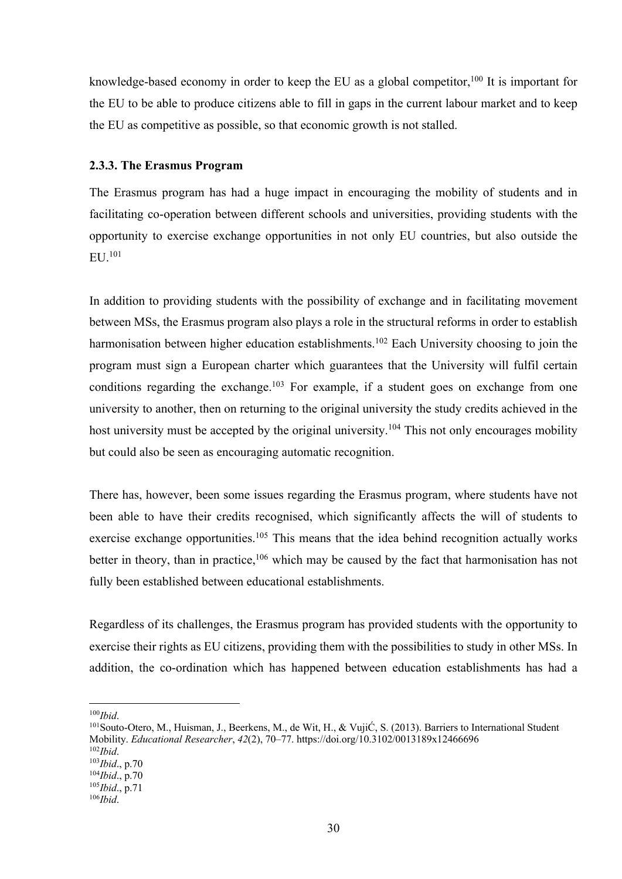knowledge-based economy in order to keep the EU as a global competitor,[100] It is important for the EU to be able to produce citizens able to fill in gaps in the current labour market and to keep the EU as competitive as possible, so that economic growth is not stalled.

### 2.3.3. The Erasmus Program

The Erasmus program has had a huge impact in encouraging the mobility of students and in facilitating co-operation between different schools and universities, providing students with the opportunity to exercise exchange opportunities in not only EU countries, but also outside the EU.[101]

In addition to providing students with the possibility of exchange and in facilitating movement between MSs, the Erasmus program also plays a role in the structural reforms in order to establish harmonisation between higher education establishments.[102] Each University choosing to join the program must sign a European charter which guarantees that the University will fulfil certain conditions regarding the exchange.[103] For example, if a student goes on exchange from one university to another, then on returning to the original university the study credits achieved in the host university must be accepted by the original university.[104] This not only encourages mobility but could also be seen as encouraging automatic recognition.

There has, however, been some issues regarding the Erasmus program, where students have not been able to have their credits recognised, which significantly affects the will of students to exercise exchange opportunities.[105] This means that the idea behind recognition actually works better in theory, than in practice,[106] which may be caused by the fact that harmonisation has not fully been established between educational establishments.

Regardless of its challenges, the Erasmus program has provided students with the opportunity to exercise their rights as EU citizens, providing them with the possibilities to study in other MSs. In addition, the co-ordination which has happened between education establishments has had a

---

[100] *Ibid*.

[101] Souto-Otero, M., Huisman, J., Beerkens, M., de Wit, H., & VujiĆ, S. (2013). Barriers to International Student Mobility. *Educational Researcher*, *42*(2), 70–77. https://doi.org/10.3102/0013189x12466696

[102] *Ibid*.

[103] *Ibid*., p.70

[104] *Ibid*., p.70

[105] *Ibid*., p.71

[106] *Ibid*.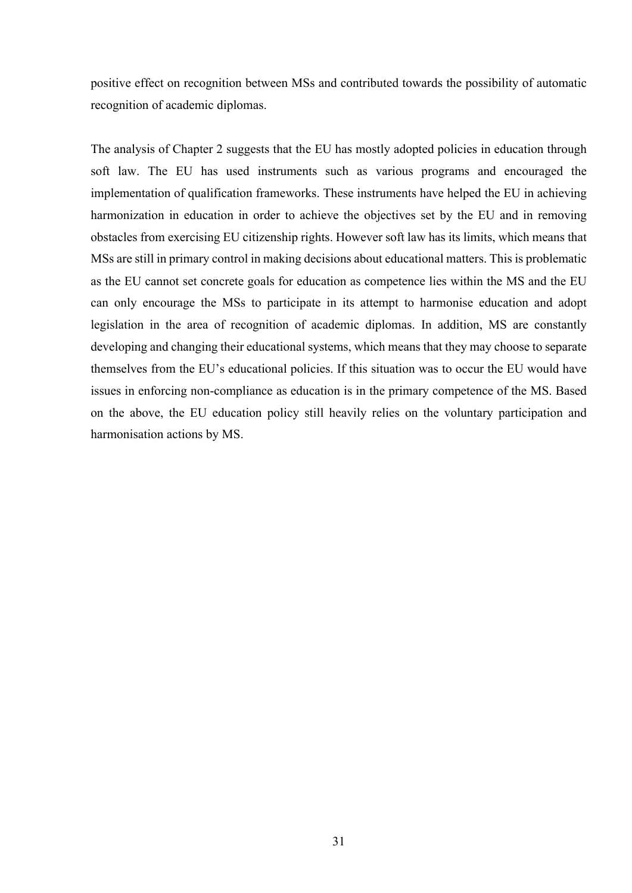positive effect on recognition between MSs and contributed towards the possibility of automatic recognition of academic diplomas.

The analysis of Chapter 2 suggests that the EU has mostly adopted policies in education through soft law. The EU has used instruments such as various programs and encouraged the implementation of qualification frameworks. These instruments have helped the EU in achieving harmonization in education in order to achieve the objectives set by the EU and in removing obstacles from exercising EU citizenship rights. However soft law has its limits, which means that MSs are still in primary control in making decisions about educational matters. This is problematic as the EU cannot set concrete goals for education as competence lies within the MS and the EU can only encourage the MSs to participate in its attempt to harmonise education and adopt legislation in the area of recognition of academic diplomas. In addition, MS are constantly developing and changing their educational systems, which means that they may choose to separate themselves from the EU's educational policies. If this situation was to occur the EU would have issues in enforcing non-compliance as education is in the primary competence of the MS. Based on the above, the EU education policy still heavily relies on the voluntary participation and harmonisation actions by MS.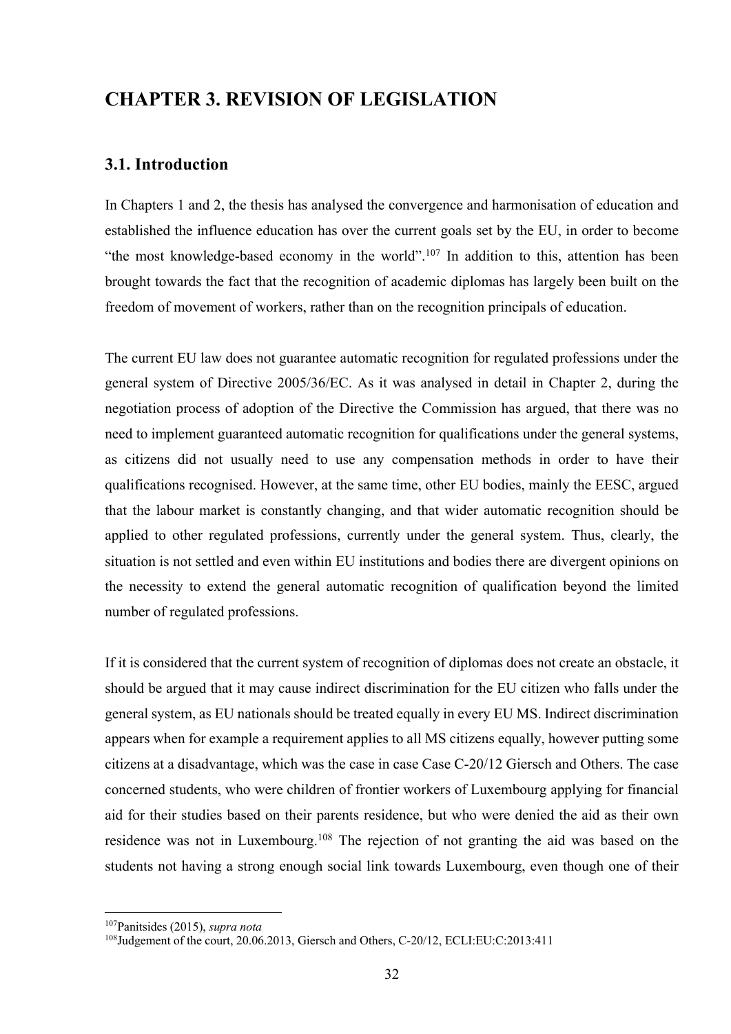# CHAPTER 3. REVISION OF LEGISLATION

## 3.1. Introduction

In Chapters 1 and 2, the thesis has analysed the convergence and harmonisation of education and established the influence education has over the current goals set by the EU, in order to become "the most knowledge-based economy in the world".[107] In addition to this, attention has been brought towards the fact that the recognition of academic diplomas has largely been built on the freedom of movement of workers, rather than on the recognition principals of education.

The current EU law does not guarantee automatic recognition for regulated professions under the general system of Directive 2005/36/EC. As it was analysed in detail in Chapter 2, during the negotiation process of adoption of the Directive the Commission has argued, that there was no need to implement guaranteed automatic recognition for qualifications under the general systems, as citizens did not usually need to use any compensation methods in order to have their qualifications recognised. However, at the same time, other EU bodies, mainly the EESC, argued that the labour market is constantly changing, and that wider automatic recognition should be applied to other regulated professions, currently under the general system. Thus, clearly, the situation is not settled and even within EU institutions and bodies there are divergent opinions on the necessity to extend the general automatic recognition of qualification beyond the limited number of regulated professions.

If it is considered that the current system of recognition of diplomas does not create an obstacle, it should be argued that it may cause indirect discrimination for the EU citizen who falls under the general system, as EU nationals should be treated equally in every EU MS. Indirect discrimination appears when for example a requirement applies to all MS citizens equally, however putting some citizens at a disadvantage, which was the case in case Case C-20/12 Giersch and Others. The case concerned students, who were children of frontier workers of Luxembourg applying for financial aid for their studies based on their parents residence, but who were denied the aid as their own residence was not in Luxembourg.[108] The rejection of not granting the aid was based on the students not having a strong enough social link towards Luxembourg, even though one of their

---

[107] Panitsides (2015), *supra nota*

[108] Judgement of the court, 20.06.2013, Giersch and Others, C-20/12, ECLI:EU:C:2013:411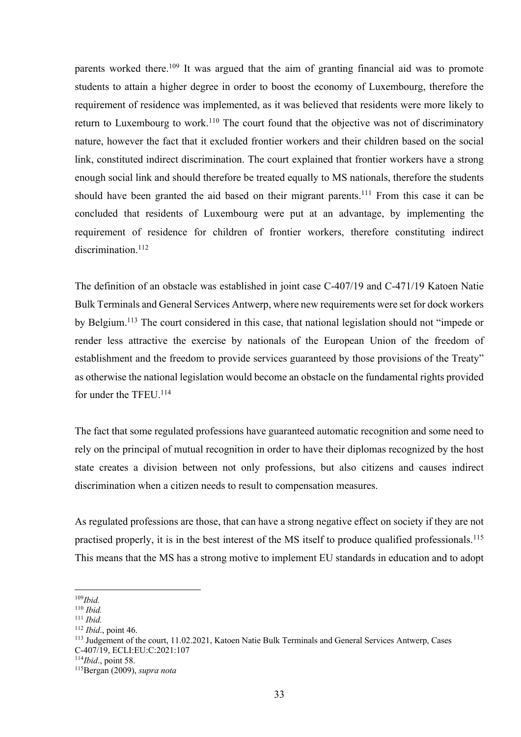parents worked there.[109] It was argued that the aim of granting financial aid was to promote students to attain a higher degree in order to boost the economy of Luxembourg, therefore the requirement of residence was implemented, as it was believed that residents were more likely to return to Luxembourg to work.[110] The court found that the objective was not of discriminatory nature, however the fact that it excluded frontier workers and their children based on the social link, constituted indirect discrimination. The court explained that frontier workers have a strong enough social link and should therefore be treated equally to MS nationals, therefore the students should have been granted the aid based on their migrant parents.[111] From this case it can be concluded that residents of Luxembourg were put at an advantage, by implementing the requirement of residence for children of frontier workers, therefore constituting indirect discrimination.[112]

The definition of an obstacle was established in joint case C-407/19 and C-471/19 Katoen Natie Bulk Terminals and General Services Antwerp, where new requirements were set for dock workers by Belgium.[113] The court considered in this case, that national legislation should not "impede or render less attractive the exercise by nationals of the European Union of the freedom of establishment and the freedom to provide services guaranteed by those provisions of the Treaty" as otherwise the national legislation would become an obstacle on the fundamental rights provided for under the TFEU.[114]

The fact that some regulated professions have guaranteed automatic recognition and some need to rely on the principal of mutual recognition in order to have their diplomas recognized by the host state creates a division between not only professions, but also citizens and causes indirect discrimination when a citizen needs to result to compensation measures.

As regulated professions are those, that can have a strong negative effect on society if they are not practised properly, it is in the best interest of the MS itself to produce qualified professionals.[115] This means that the MS has a strong motive to implement EU standards in education and to adopt

---

[109] *Ibid.*
[110] *Ibid.*
[111] *Ibid.*
[112] *Ibid.*, point 46.
[113] Judgement of the court, 11.02.2021, Katoen Natie Bulk Terminals and General Services Antwerp, Cases C-407/19, ECLI:EU:C:2021:107
[114] *Ibid.*, point 58.
[115] Bergan (2009), *supra nota*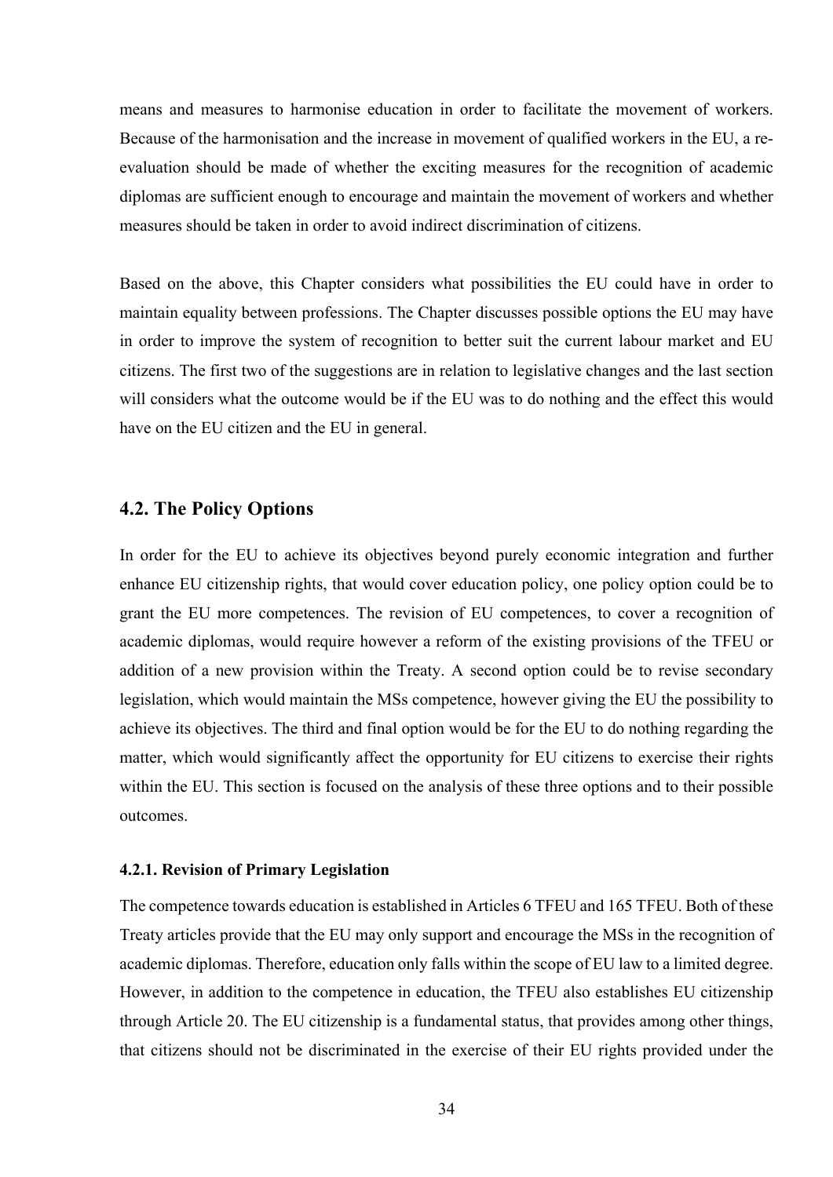means and measures to harmonise education in order to facilitate the movement of workers. Because of the harmonisation and the increase in movement of qualified workers in the EU, a re-evaluation should be made of whether the exciting measures for the recognition of academic diplomas are sufficient enough to encourage and maintain the movement of workers and whether measures should be taken in order to avoid indirect discrimination of citizens.

Based on the above, this Chapter considers what possibilities the EU could have in order to maintain equality between professions. The Chapter discusses possible options the EU may have in order to improve the system of recognition to better suit the current labour market and EU citizens. The first two of the suggestions are in relation to legislative changes and the last section will considers what the outcome would be if the EU was to do nothing and the effect this would have on the EU citizen and the EU in general.

## 4.2. The Policy Options

In order for the EU to achieve its objectives beyond purely economic integration and further enhance EU citizenship rights, that would cover education policy, one policy option could be to grant the EU more competences. The revision of EU competences, to cover a recognition of academic diplomas, would require however a reform of the existing provisions of the TFEU or addition of a new provision within the Treaty. A second option could be to revise secondary legislation, which would maintain the MSs competence, however giving the EU the possibility to achieve its objectives. The third and final option would be for the EU to do nothing regarding the matter, which would significantly affect the opportunity for EU citizens to exercise their rights within the EU. This section is focused on the analysis of these three options and to their possible outcomes.

### 4.2.1. Revision of Primary Legislation

The competence towards education is established in Articles 6 TFEU and 165 TFEU. Both of these Treaty articles provide that the EU may only support and encourage the MSs in the recognition of academic diplomas. Therefore, education only falls within the scope of EU law to a limited degree. However, in addition to the competence in education, the TFEU also establishes EU citizenship through Article 20. The EU citizenship is a fundamental status, that provides among other things, that citizens should not be discriminated in the exercise of their EU rights provided under the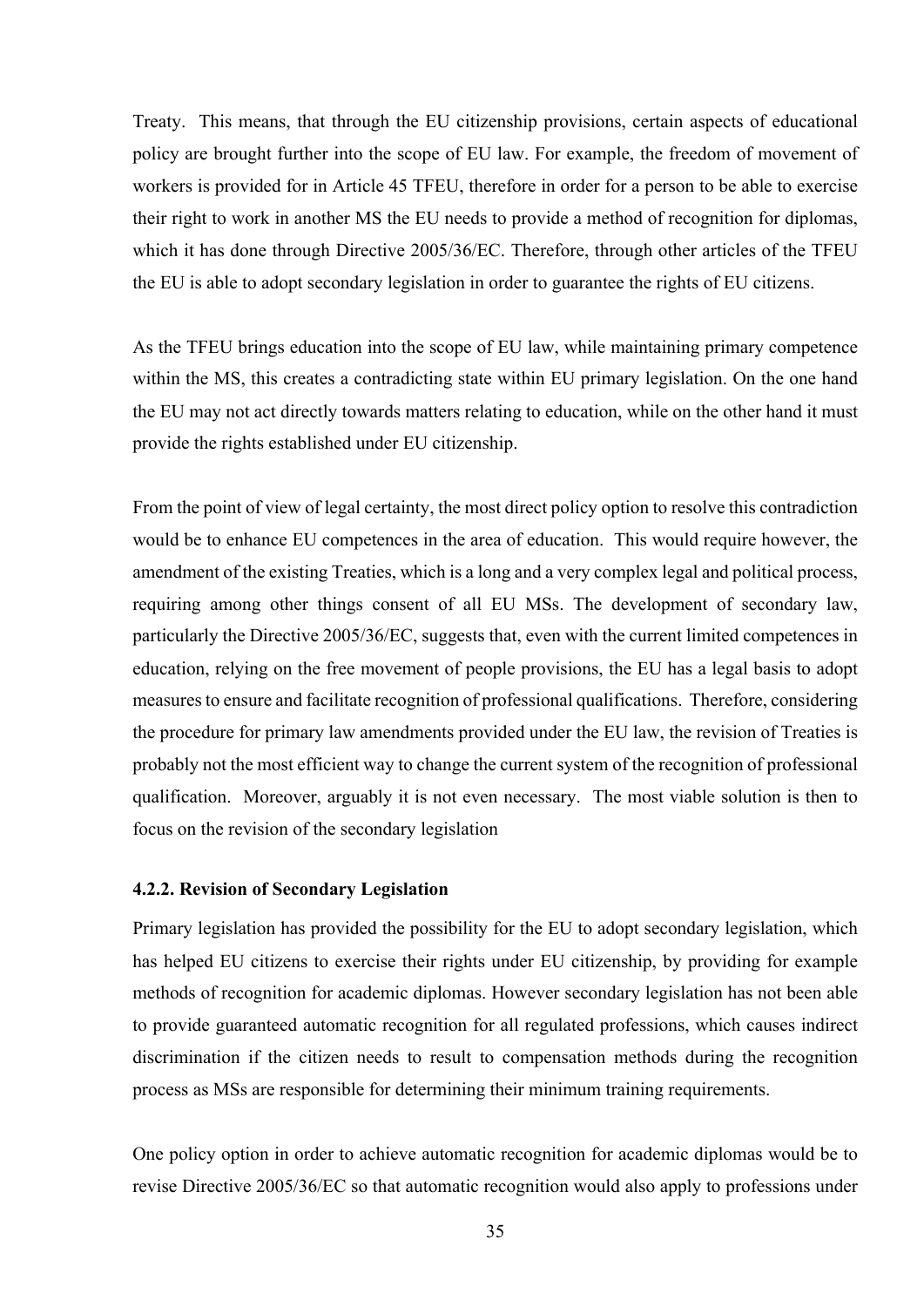Treaty. This means, that through the EU citizenship provisions, certain aspects of educational policy are brought further into the scope of EU law. For example, the freedom of movement of workers is provided for in Article 45 TFEU, therefore in order for a person to be able to exercise their right to work in another MS the EU needs to provide a method of recognition for diplomas, which it has done through Directive 2005/36/EC. Therefore, through other articles of the TFEU the EU is able to adopt secondary legislation in order to guarantee the rights of EU citizens.

As the TFEU brings education into the scope of EU law, while maintaining primary competence within the MS, this creates a contradicting state within EU primary legislation. On the one hand the EU may not act directly towards matters relating to education, while on the other hand it must provide the rights established under EU citizenship.

From the point of view of legal certainty, the most direct policy option to resolve this contradiction would be to enhance EU competences in the area of education. This would require however, the amendment of the existing Treaties, which is a long and a very complex legal and political process, requiring among other things consent of all EU MSs. The development of secondary law, particularly the Directive 2005/36/EC, suggests that, even with the current limited competences in education, relying on the free movement of people provisions, the EU has a legal basis to adopt measures to ensure and facilitate recognition of professional qualifications. Therefore, considering the procedure for primary law amendments provided under the EU law, the revision of Treaties is probably not the most efficient way to change the current system of the recognition of professional qualification. Moreover, arguably it is not even necessary. The most viable solution is then to focus on the revision of the secondary legislation

#### 4.2.2. Revision of Secondary Legislation

Primary legislation has provided the possibility for the EU to adopt secondary legislation, which has helped EU citizens to exercise their rights under EU citizenship, by providing for example methods of recognition for academic diplomas. However secondary legislation has not been able to provide guaranteed automatic recognition for all regulated professions, which causes indirect discrimination if the citizen needs to result to compensation methods during the recognition process as MSs are responsible for determining their minimum training requirements.

One policy option in order to achieve automatic recognition for academic diplomas would be to revise Directive 2005/36/EC so that automatic recognition would also apply to professions under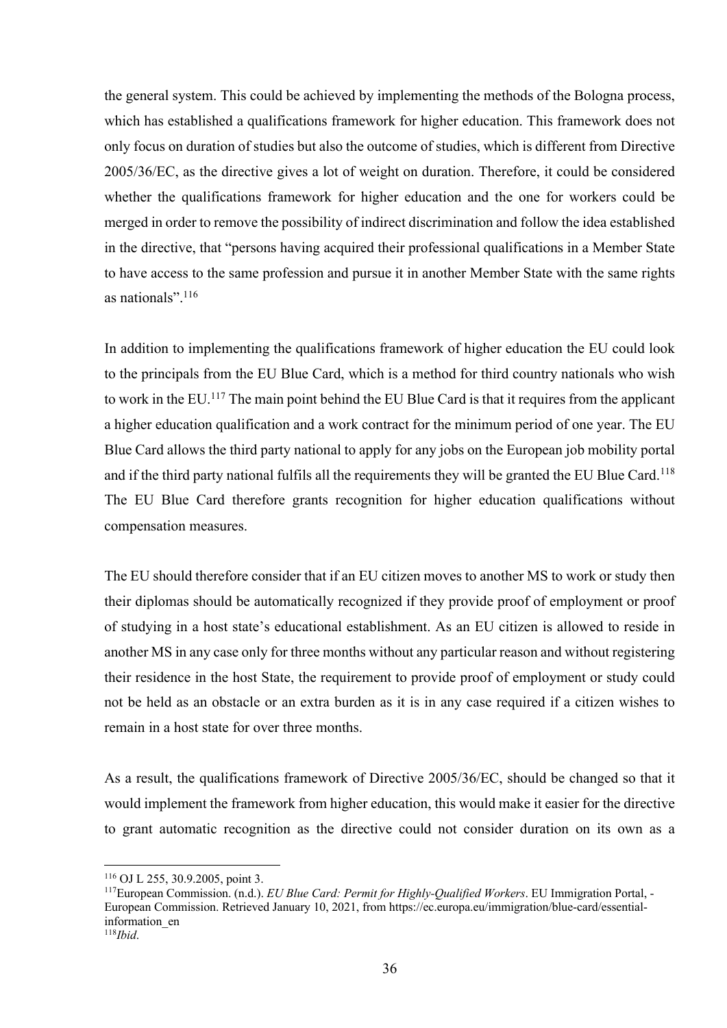the general system. This could be achieved by implementing the methods of the Bologna process, which has established a qualifications framework for higher education. This framework does not only focus on duration of studies but also the outcome of studies, which is different from Directive 2005/36/EC, as the directive gives a lot of weight on duration. Therefore, it could be considered whether the qualifications framework for higher education and the one for workers could be merged in order to remove the possibility of indirect discrimination and follow the idea established in the directive, that "persons having acquired their professional qualifications in a Member State to have access to the same profession and pursue it in another Member State with the same rights as nationals".[116]

In addition to implementing the qualifications framework of higher education the EU could look to the principals from the EU Blue Card, which is a method for third country nationals who wish to work in the EU.[117] The main point behind the EU Blue Card is that it requires from the applicant a higher education qualification and a work contract for the minimum period of one year. The EU Blue Card allows the third party national to apply for any jobs on the European job mobility portal and if the third party national fulfils all the requirements they will be granted the EU Blue Card.[118] The EU Blue Card therefore grants recognition for higher education qualifications without compensation measures.

The EU should therefore consider that if an EU citizen moves to another MS to work or study then their diplomas should be automatically recognized if they provide proof of employment or proof of studying in a host state's educational establishment. As an EU citizen is allowed to reside in another MS in any case only for three months without any particular reason and without registering their residence in the host State, the requirement to provide proof of employment or study could not be held as an obstacle or an extra burden as it is in any case required if a citizen wishes to remain in a host state for over three months.

As a result, the qualifications framework of Directive 2005/36/EC, should be changed so that it would implement the framework from higher education, this would make it easier for the directive to grant automatic recognition as the directive could not consider duration on its own as a

---

[116] OJ L 255, 30.9.2005, point 3.

[117] European Commission. (n.d.). *EU Blue Card: Permit for Highly-Qualified Workers*. EU Immigration Portal, - European Commission. Retrieved January 10, 2021, from https://ec.europa.eu/immigration/blue-card/essential-information_en

[118] *Ibid*.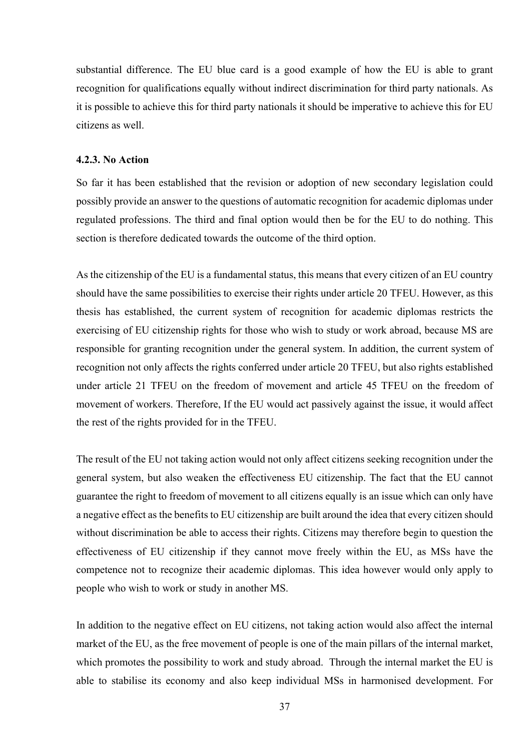substantial difference. The EU blue card is a good example of how the EU is able to grant recognition for qualifications equally without indirect discrimination for third party nationals. As it is possible to achieve this for third party nationals it should be imperative to achieve this for EU citizens as well.

### 4.2.3. No Action

So far it has been established that the revision or adoption of new secondary legislation could possibly provide an answer to the questions of automatic recognition for academic diplomas under regulated professions. The third and final option would then be for the EU to do nothing. This section is therefore dedicated towards the outcome of the third option.

As the citizenship of the EU is a fundamental status, this means that every citizen of an EU country should have the same possibilities to exercise their rights under article 20 TFEU. However, as this thesis has established, the current system of recognition for academic diplomas restricts the exercising of EU citizenship rights for those who wish to study or work abroad, because MS are responsible for granting recognition under the general system. In addition, the current system of recognition not only affects the rights conferred under article 20 TFEU, but also rights established under article 21 TFEU on the freedom of movement and article 45 TFEU on the freedom of movement of workers. Therefore, If the EU would act passively against the issue, it would affect the rest of the rights provided for in the TFEU.

The result of the EU not taking action would not only affect citizens seeking recognition under the general system, but also weaken the effectiveness EU citizenship. The fact that the EU cannot guarantee the right to freedom of movement to all citizens equally is an issue which can only have a negative effect as the benefits to EU citizenship are built around the idea that every citizen should without discrimination be able to access their rights. Citizens may therefore begin to question the effectiveness of EU citizenship if they cannot move freely within the EU, as MSs have the competence not to recognize their academic diplomas. This idea however would only apply to people who wish to work or study in another MS.

In addition to the negative effect on EU citizens, not taking action would also affect the internal market of the EU, as the free movement of people is one of the main pillars of the internal market, which promotes the possibility to work and study abroad. Through the internal market the EU is able to stabilise its economy and also keep individual MSs in harmonised development. For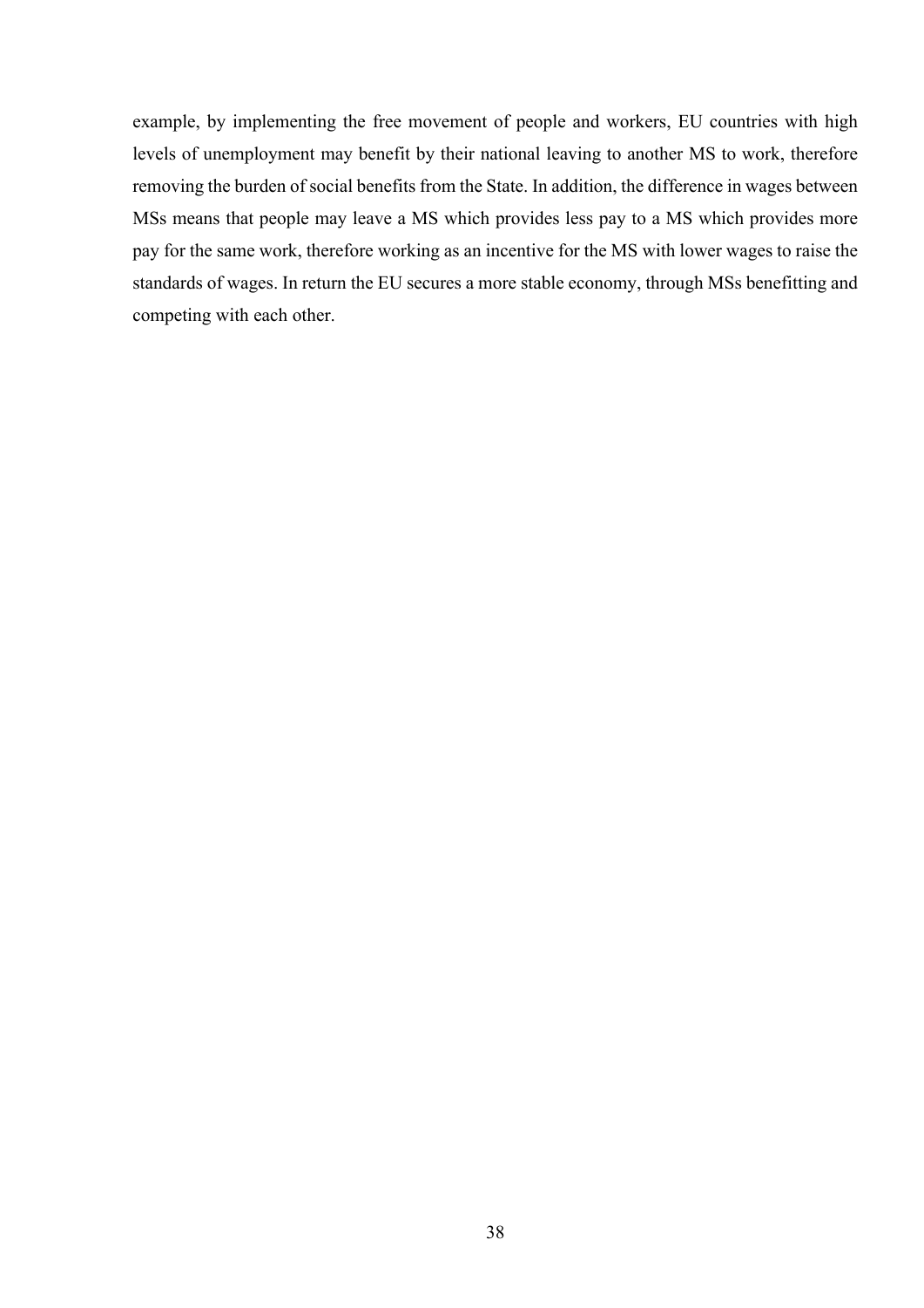example, by implementing the free movement of people and workers, EU countries with high levels of unemployment may benefit by their national leaving to another MS to work, therefore removing the burden of social benefits from the State. In addition, the difference in wages between MSs means that people may leave a MS which provides less pay to a MS which provides more pay for the same work, therefore working as an incentive for the MS with lower wages to raise the standards of wages. In return the EU secures a more stable economy, through MSs benefitting and competing with each other.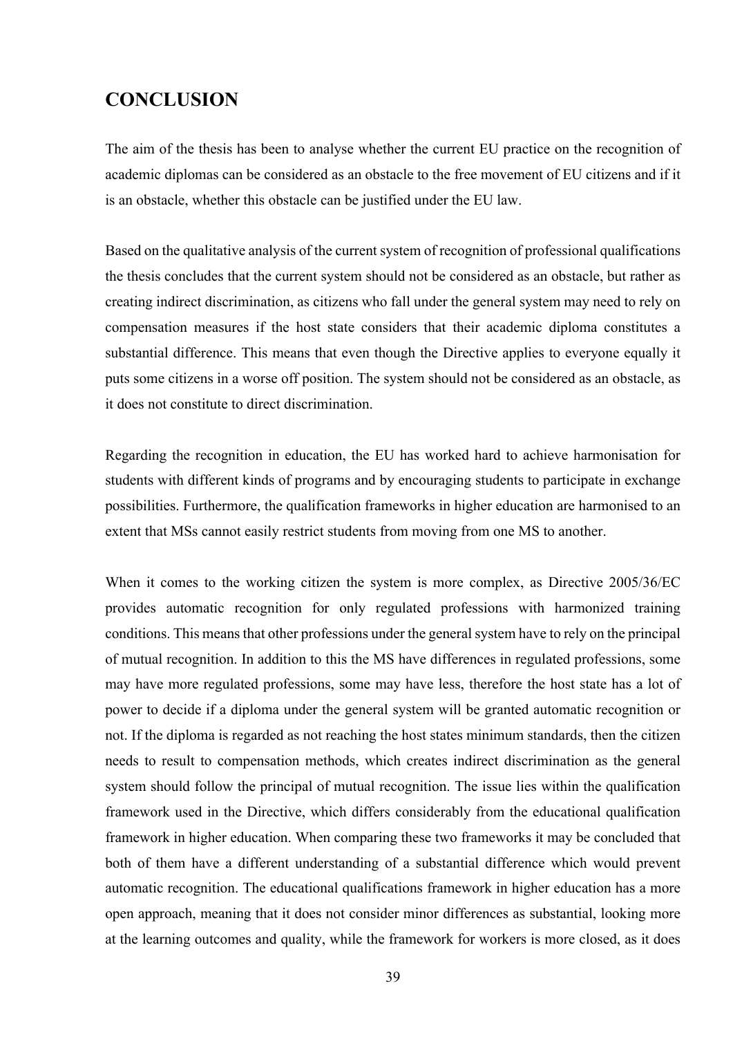# CONCLUSION

The aim of the thesis has been to analyse whether the current EU practice on the recognition of academic diplomas can be considered as an obstacle to the free movement of EU citizens and if it is an obstacle, whether this obstacle can be justified under the EU law.

Based on the qualitative analysis of the current system of recognition of professional qualifications the thesis concludes that the current system should not be considered as an obstacle, but rather as creating indirect discrimination, as citizens who fall under the general system may need to rely on compensation measures if the host state considers that their academic diploma constitutes a substantial difference. This means that even though the Directive applies to everyone equally it puts some citizens in a worse off position. The system should not be considered as an obstacle, as it does not constitute to direct discrimination.

Regarding the recognition in education, the EU has worked hard to achieve harmonisation for students with different kinds of programs and by encouraging students to participate in exchange possibilities. Furthermore, the qualification frameworks in higher education are harmonised to an extent that MSs cannot easily restrict students from moving from one MS to another.

When it comes to the working citizen the system is more complex, as Directive 2005/36/EC provides automatic recognition for only regulated professions with harmonized training conditions. This means that other professions under the general system have to rely on the principal of mutual recognition. In addition to this the MS have differences in regulated professions, some may have more regulated professions, some may have less, therefore the host state has a lot of power to decide if a diploma under the general system will be granted automatic recognition or not. If the diploma is regarded as not reaching the host states minimum standards, then the citizen needs to result to compensation methods, which creates indirect discrimination as the general system should follow the principal of mutual recognition. The issue lies within the qualification framework used in the Directive, which differs considerably from the educational qualification framework in higher education. When comparing these two frameworks it may be concluded that both of them have a different understanding of a substantial difference which would prevent automatic recognition. The educational qualifications framework in higher education has a more open approach, meaning that it does not consider minor differences as substantial, looking more at the learning outcomes and quality, while the framework for workers is more closed, as it does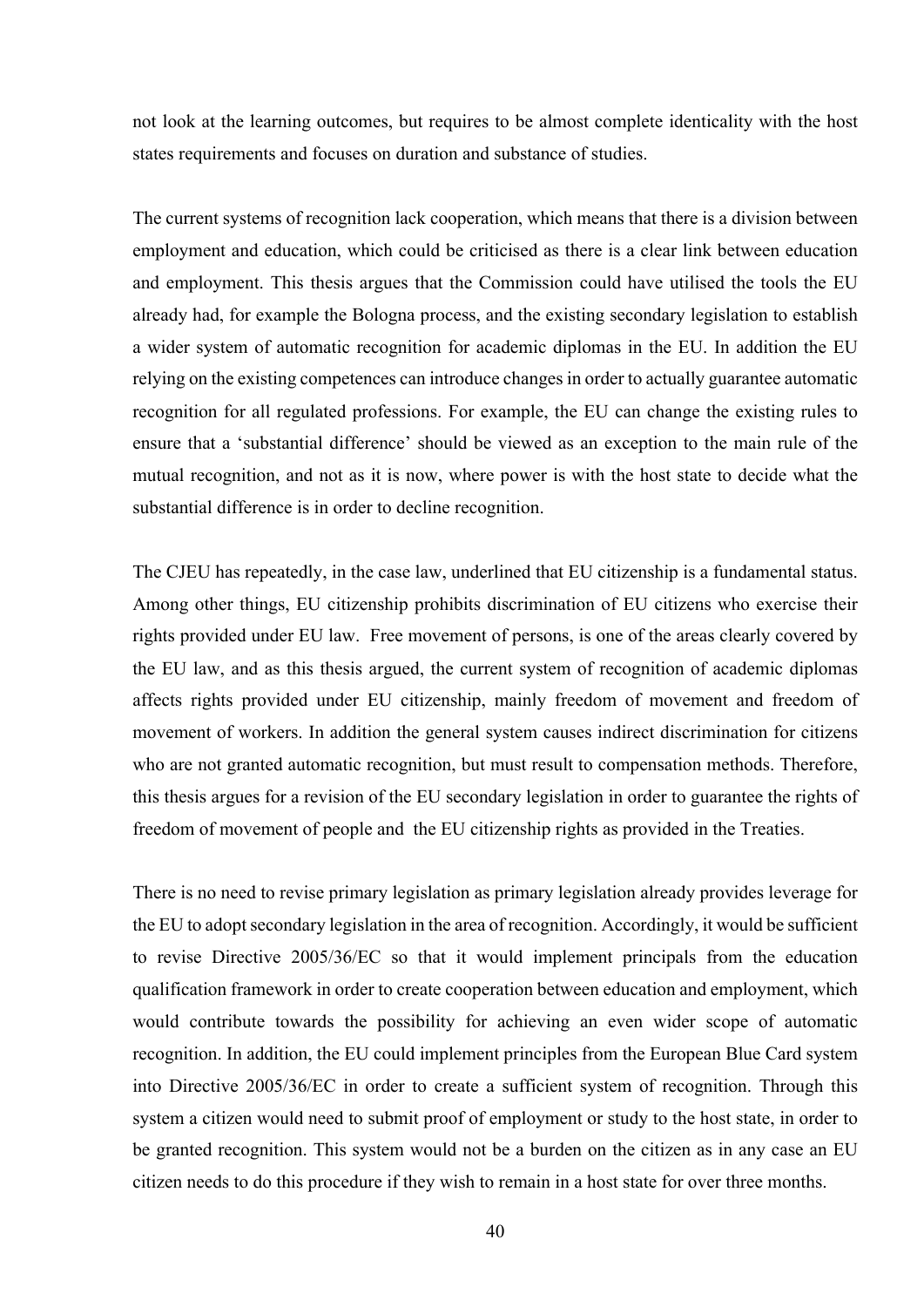not look at the learning outcomes, but requires to be almost complete identicality with the host states requirements and focuses on duration and substance of studies.

The current systems of recognition lack cooperation, which means that there is a division between employment and education, which could be criticised as there is a clear link between education and employment. This thesis argues that the Commission could have utilised the tools the EU already had, for example the Bologna process, and the existing secondary legislation to establish a wider system of automatic recognition for academic diplomas in the EU. In addition the EU relying on the existing competences can introduce changes in order to actually guarantee automatic recognition for all regulated professions. For example, the EU can change the existing rules to ensure that a 'substantial difference' should be viewed as an exception to the main rule of the mutual recognition, and not as it is now, where power is with the host state to decide what the substantial difference is in order to decline recognition.

The CJEU has repeatedly, in the case law, underlined that EU citizenship is a fundamental status. Among other things, EU citizenship prohibits discrimination of EU citizens who exercise their rights provided under EU law. Free movement of persons, is one of the areas clearly covered by the EU law, and as this thesis argued, the current system of recognition of academic diplomas affects rights provided under EU citizenship, mainly freedom of movement and freedom of movement of workers. In addition the general system causes indirect discrimination for citizens who are not granted automatic recognition, but must result to compensation methods. Therefore, this thesis argues for a revision of the EU secondary legislation in order to guarantee the rights of freedom of movement of people and the EU citizenship rights as provided in the Treaties.

There is no need to revise primary legislation as primary legislation already provides leverage for the EU to adopt secondary legislation in the area of recognition. Accordingly, it would be sufficient to revise Directive 2005/36/EC so that it would implement principals from the education qualification framework in order to create cooperation between education and employment, which would contribute towards the possibility for achieving an even wider scope of automatic recognition. In addition, the EU could implement principles from the European Blue Card system into Directive 2005/36/EC in order to create a sufficient system of recognition. Through this system a citizen would need to submit proof of employment or study to the host state, in order to be granted recognition. This system would not be a burden on the citizen as in any case an EU citizen needs to do this procedure if they wish to remain in a host state for over three months.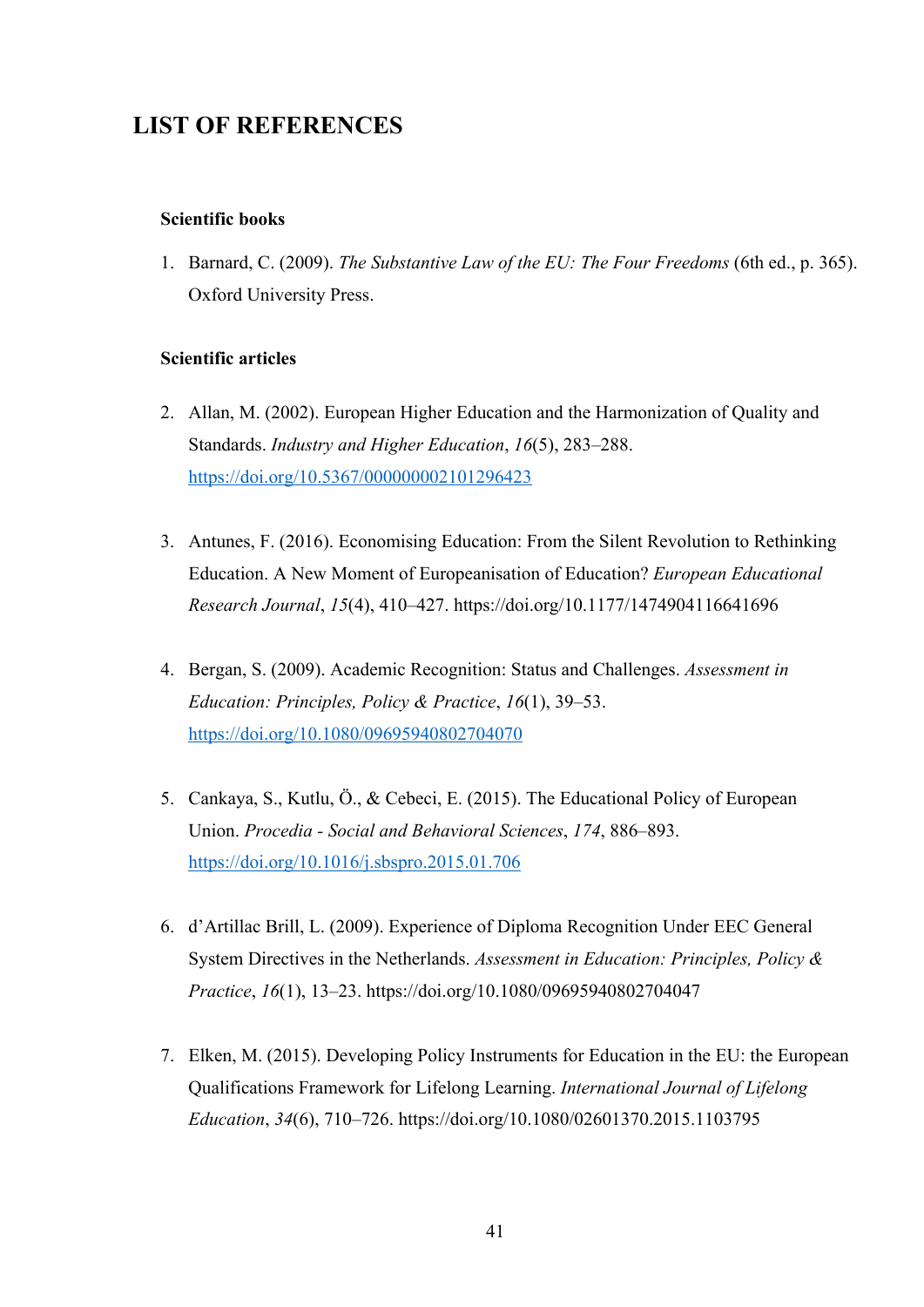# LIST OF REFERENCES

**Scientific books**

1. Barnard, C. (2009). *The Substantive Law of the EU: The Four Freedoms* (6th ed., p. 365). Oxford University Press.

**Scientific articles**

2. Allan, M. (2002). European Higher Education and the Harmonization of Quality and Standards. *Industry and Higher Education*, *16*(5), 283–288. https://doi.org/10.5367/000000002101296423

3. Antunes, F. (2016). Economising Education: From the Silent Revolution to Rethinking Education. A New Moment of Europeanisation of Education? *European Educational Research Journal*, *15*(4), 410–427. https://doi.org/10.1177/1474904116641696

4. Bergan, S. (2009). Academic Recognition: Status and Challenges. *Assessment in Education: Principles, Policy & Practice*, *16*(1), 39–53. https://doi.org/10.1080/09695940802704070

5. Cankaya, S., Kutlu, Ö., & Cebeci, E. (2015). The Educational Policy of European Union. *Procedia - Social and Behavioral Sciences*, *174*, 886–893. https://doi.org/10.1016/j.sbspro.2015.01.706

6. d'Artillac Brill, L. (2009). Experience of Diploma Recognition Under EEC General System Directives in the Netherlands. *Assessment in Education: Principles, Policy & Practice*, *16*(1), 13–23. https://doi.org/10.1080/09695940802704047

7. Elken, M. (2015). Developing Policy Instruments for Education in the EU: the European Qualifications Framework for Lifelong Learning. *International Journal of Lifelong Education*, *34*(6), 710–726. https://doi.org/10.1080/02601370.2015.1103795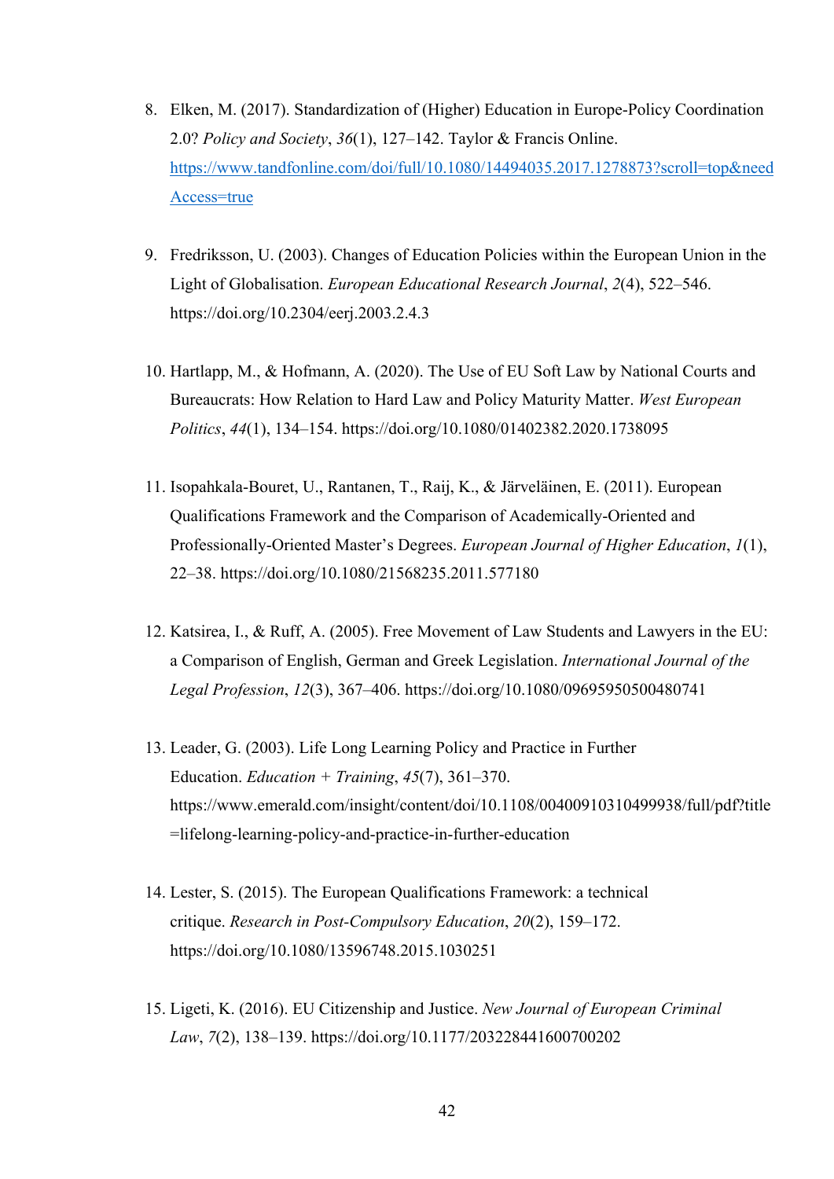8. Elken, M. (2017). Standardization of (Higher) Education in Europe-Policy Coordination 2.0? *Policy and Society*, *36*(1), 127–142. Taylor & Francis Online. [https://www.tandfonline.com/doi/full/10.1080/14494035.2017.1278873?scroll=top&needAccess=true](https://www.tandfonline.com/doi/full/10.1080/14494035.2017.1278873?scroll=top&needAccess=true)

9. Fredriksson, U. (2003). Changes of Education Policies within the European Union in the Light of Globalisation. *European Educational Research Journal*, *2*(4), 522–546. https://doi.org/10.2304/eerj.2003.2.4.3

10. Hartlapp, M., & Hofmann, A. (2020). The Use of EU Soft Law by National Courts and Bureaucrats: How Relation to Hard Law and Policy Maturity Matter. *West European Politics*, *44*(1), 134–154. https://doi.org/10.1080/01402382.2020.1738095

11. Isopahkala-Bouret, U., Rantanen, T., Raij, K., & Järveläinen, E. (2011). European Qualifications Framework and the Comparison of Academically-Oriented and Professionally-Oriented Master's Degrees. *European Journal of Higher Education*, *1*(1), 22–38. https://doi.org/10.1080/21568235.2011.577180

12. Katsirea, I., & Ruff, A. (2005). Free Movement of Law Students and Lawyers in the EU: a Comparison of English, German and Greek Legislation. *International Journal of the Legal Profession*, *12*(3), 367–406. https://doi.org/10.1080/09695950500480741

13. Leader, G. (2003). Life Long Learning Policy and Practice in Further Education. *Education + Training*, *45*(7), 361–370. https://www.emerald.com/insight/content/doi/10.1108/00400910310499938/full/pdf?title=lifelong-learning-policy-and-practice-in-further-education

14. Lester, S. (2015). The European Qualifications Framework: a technical critique. *Research in Post-Compulsory Education*, *20*(2), 159–172. https://doi.org/10.1080/13596748.2015.1030251

15. Ligeti, K. (2016). EU Citizenship and Justice. *New Journal of European Criminal Law*, *7*(2), 138–139. https://doi.org/10.1177/203228441600700202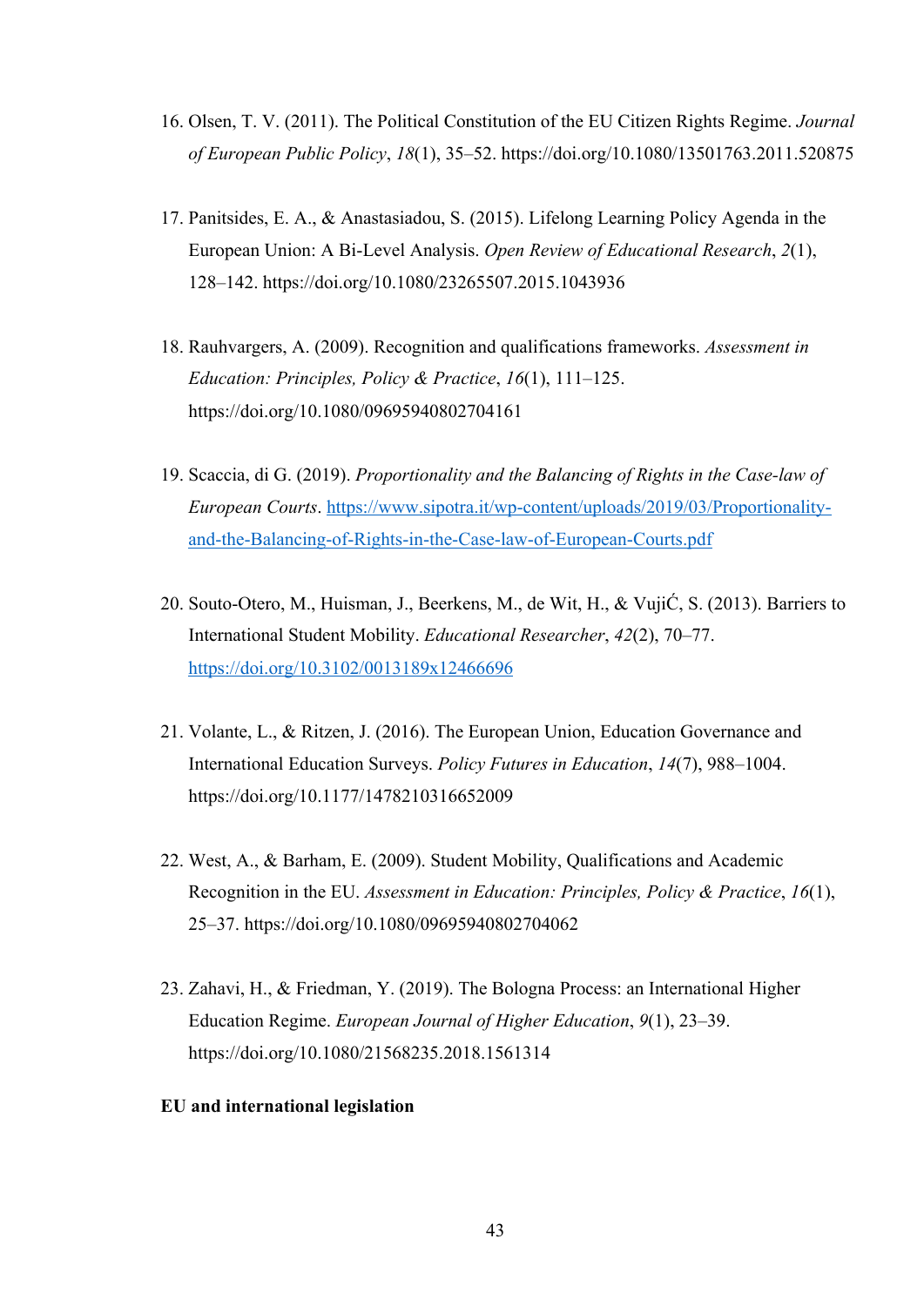16. Olsen, T. V. (2011). The Political Constitution of the EU Citizen Rights Regime. *Journal of European Public Policy*, *18*(1), 35–52. https://doi.org/10.1080/13501763.2011.520875

17. Panitsides, E. A., & Anastasiadou, S. (2015). Lifelong Learning Policy Agenda in the European Union: A Bi-Level Analysis. *Open Review of Educational Research*, *2*(1), 128–142. https://doi.org/10.1080/23265507.2015.1043936

18. Rauhvargers, A. (2009). Recognition and qualifications frameworks. *Assessment in Education: Principles, Policy & Practice*, *16*(1), 111–125. https://doi.org/10.1080/09695940802704161

19. Scaccia, di G. (2019). *Proportionality and the Balancing of Rights in the Case-law of European Courts*. https://www.sipotra.it/wp-content/uploads/2019/03/Proportionality-and-the-Balancing-of-Rights-in-the-Case-law-of-European-Courts.pdf

20. Souto-Otero, M., Huisman, J., Beerkens, M., de Wit, H., & VujiĆ, S. (2013). Barriers to International Student Mobility. *Educational Researcher*, *42*(2), 70–77. https://doi.org/10.3102/0013189x12466696

21. Volante, L., & Ritzen, J. (2016). The European Union, Education Governance and International Education Surveys. *Policy Futures in Education*, *14*(7), 988–1004. https://doi.org/10.1177/1478210316652009

22. West, A., & Barham, E. (2009). Student Mobility, Qualifications and Academic Recognition in the EU. *Assessment in Education: Principles, Policy & Practice*, *16*(1), 25–37. https://doi.org/10.1080/09695940802704062

23. Zahavi, H., & Friedman, Y. (2019). The Bologna Process: an International Higher Education Regime. *European Journal of Higher Education*, *9*(1), 23–39. https://doi.org/10.1080/21568235.2018.1561314

**EU and international legislation**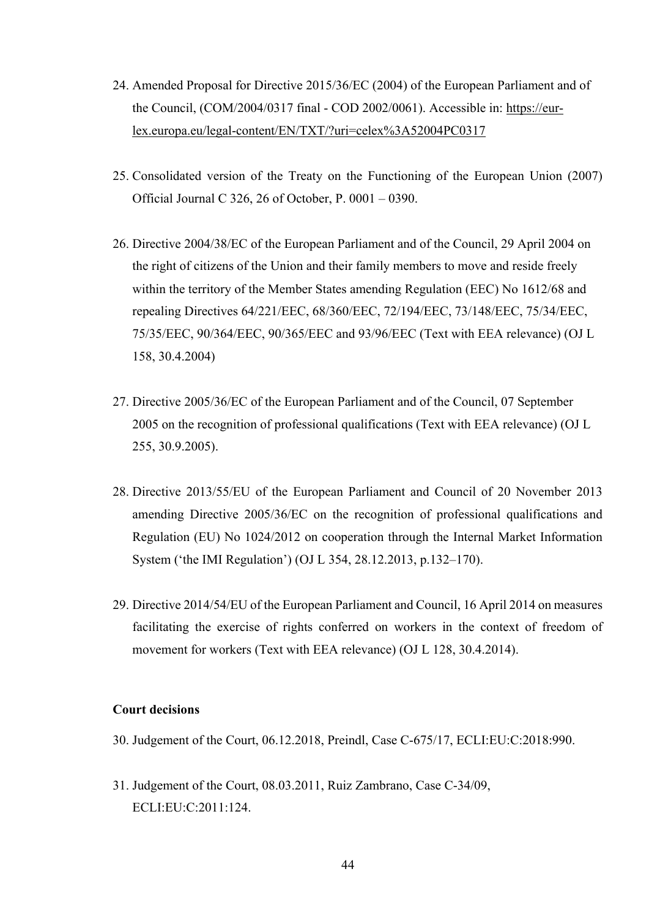24. Amended Proposal for Directive 2015/36/EC (2004) of the European Parliament and of the Council, (COM/2004/0317 final - COD 2002/0061). Accessible in: https://eur-lex.europa.eu/legal-content/EN/TXT/?uri=celex%3A52004PC0317

25. Consolidated version of the Treaty on the Functioning of the European Union (2007) Official Journal C 326, 26 of October, P. 0001 – 0390.

26. Directive 2004/38/EC of the European Parliament and of the Council, 29 April 2004 on the right of citizens of the Union and their family members to move and reside freely within the territory of the Member States amending Regulation (EEC) No 1612/68 and repealing Directives 64/221/EEC, 68/360/EEC, 72/194/EEC, 73/148/EEC, 75/34/EEC, 75/35/EEC, 90/364/EEC, 90/365/EEC and 93/96/EEC (Text with EEA relevance) (OJ L 158, 30.4.2004)

27. Directive 2005/36/EC of the European Parliament and of the Council, 07 September 2005 on the recognition of professional qualifications (Text with EEA relevance) (OJ L 255, 30.9.2005).

28. Directive 2013/55/EU of the European Parliament and Council of 20 November 2013 amending Directive 2005/36/EC on the recognition of professional qualifications and Regulation (EU) No 1024/2012 on cooperation through the Internal Market Information System ('the IMI Regulation') (OJ L 354, 28.12.2013, p.132–170).

29. Directive 2014/54/EU of the European Parliament and Council, 16 April 2014 on measures facilitating the exercise of rights conferred on workers in the context of freedom of movement for workers (Text with EEA relevance) (OJ L 128, 30.4.2014).

**Court decisions**

30. Judgement of the Court, 06.12.2018, Preindl, Case C-675/17, ECLI:EU:C:2018:990.

31. Judgement of the Court, 08.03.2011, Ruiz Zambrano, Case C-34/09, ECLI:EU:C:2011:124.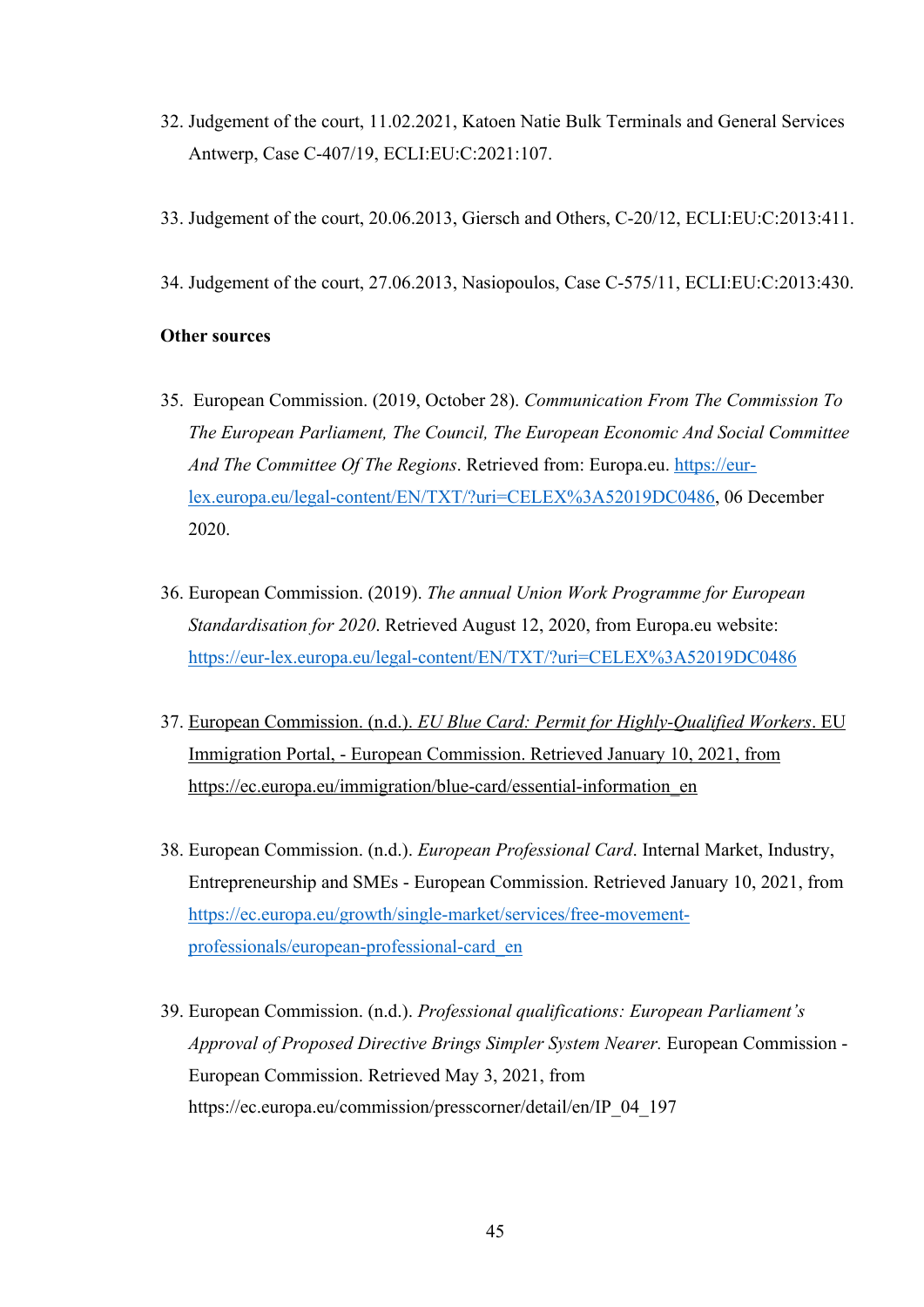32. Judgement of the court, 11.02.2021, Katoen Natie Bulk Terminals and General Services Antwerp, Case C-407/19, ECLI:EU:C:2021:107.

33. Judgement of the court, 20.06.2013, Giersch and Others, C-20/12, ECLI:EU:C:2013:411.

34. Judgement of the court, 27.06.2013, Nasiopoulos, Case C-575/11, ECLI:EU:C:2013:430.

**Other sources**

35. European Commission. (2019, October 28). *Communication From The Commission To The European Parliament, The Council, The European Economic And Social Committee And The Committee Of The Regions*. Retrieved from: Europa.eu. https://eur-lex.europa.eu/legal-content/EN/TXT/?uri=CELEX%3A52019DC0486, 06 December 2020.

36. European Commission. (2019). *The annual Union Work Programme for European Standardisation for 2020*. Retrieved August 12, 2020, from Europa.eu website: https://eur-lex.europa.eu/legal-content/EN/TXT/?uri=CELEX%3A52019DC0486

37. European Commission. (n.d.). *EU Blue Card: Permit for Highly-Qualified Workers*. EU Immigration Portal, - European Commission. Retrieved January 10, 2021, from https://ec.europa.eu/immigration/blue-card/essential-information_en

38. European Commission. (n.d.). *European Professional Card*. Internal Market, Industry, Entrepreneurship and SMEs - European Commission. Retrieved January 10, 2021, from https://ec.europa.eu/growth/single-market/services/free-movement-professionals/european-professional-card_en

39. European Commission. (n.d.). *Professional qualifications: European Parliament's Approval of Proposed Directive Brings Simpler System Nearer.* European Commission - European Commission. Retrieved May 3, 2021, from https://ec.europa.eu/commission/presscorner/detail/en/IP_04_197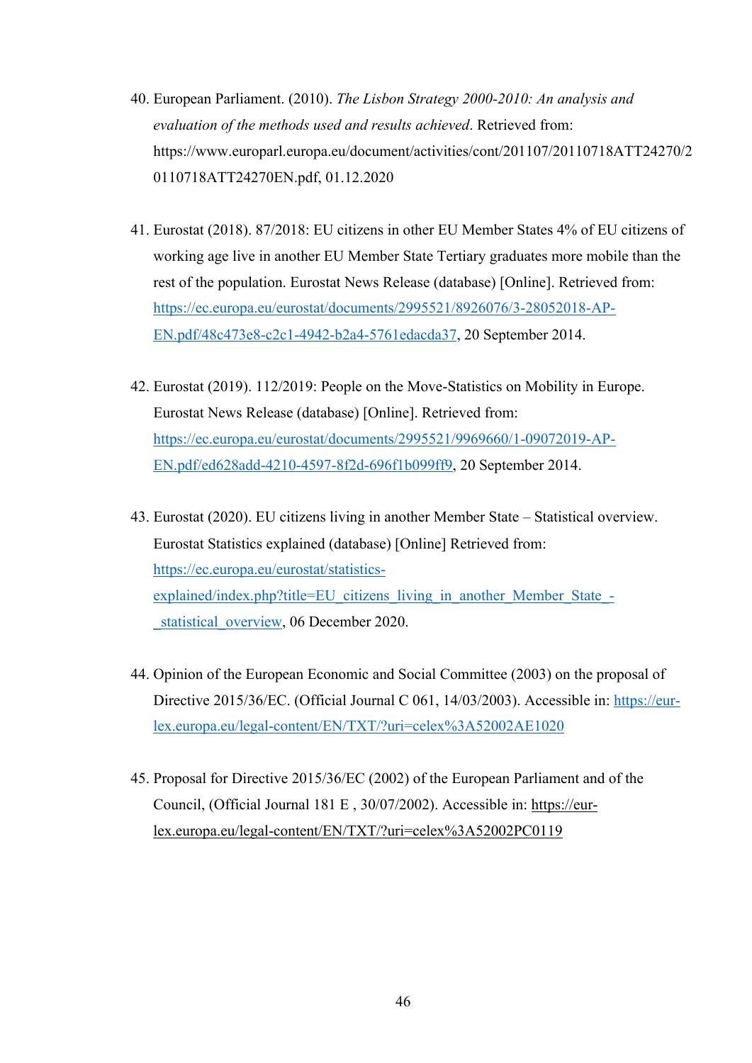40. European Parliament. (2010). *The Lisbon Strategy 2000-2010: An analysis and evaluation of the methods used and results achieved*. Retrieved from: https://www.europarl.europa.eu/document/activities/cont/201107/20110718ATT24270/20110718ATT24270EN.pdf, 01.12.2020

41. Eurostat (2018). 87/2018: EU citizens in other EU Member States 4% of EU citizens of working age live in another EU Member State Tertiary graduates more mobile than the rest of the population. Eurostat News Release (database) [Online]. Retrieved from: https://ec.europa.eu/eurostat/documents/2995521/8926076/3-28052018-AP-EN.pdf/48c473e8-c2c1-4942-b2a4-5761edacda37, 20 September 2014.

42. Eurostat (2019). 112/2019: People on the Move-Statistics on Mobility in Europe. Eurostat News Release (database) [Online]. Retrieved from: https://ec.europa.eu/eurostat/documents/2995521/9969660/1-09072019-AP-EN.pdf/ed628add-4210-4597-8f2d-696f1b099ff9, 20 September 2014.

43. Eurostat (2020). EU citizens living in another Member State – Statistical overview. Eurostat Statistics explained (database) [Online] Retrieved from: https://ec.europa.eu/eurostat/statistics-explained/index.php?title=EU_citizens_living_in_another_Member_State_-_statistical_overview, 06 December 2020.

44. Opinion of the European Economic and Social Committee (2003) on the proposal of Directive 2015/36/EC. (Official Journal C 061, 14/03/2003). Accessible in: https://eur-lex.europa.eu/legal-content/EN/TXT/?uri=celex%3A52002AE1020

45. Proposal for Directive 2015/36/EC (2002) of the European Parliament and of the Council, (Official Journal 181 E , 30/07/2002). Accessible in: https://eur-lex.europa.eu/legal-content/EN/TXT/?uri=celex%3A52002PC0119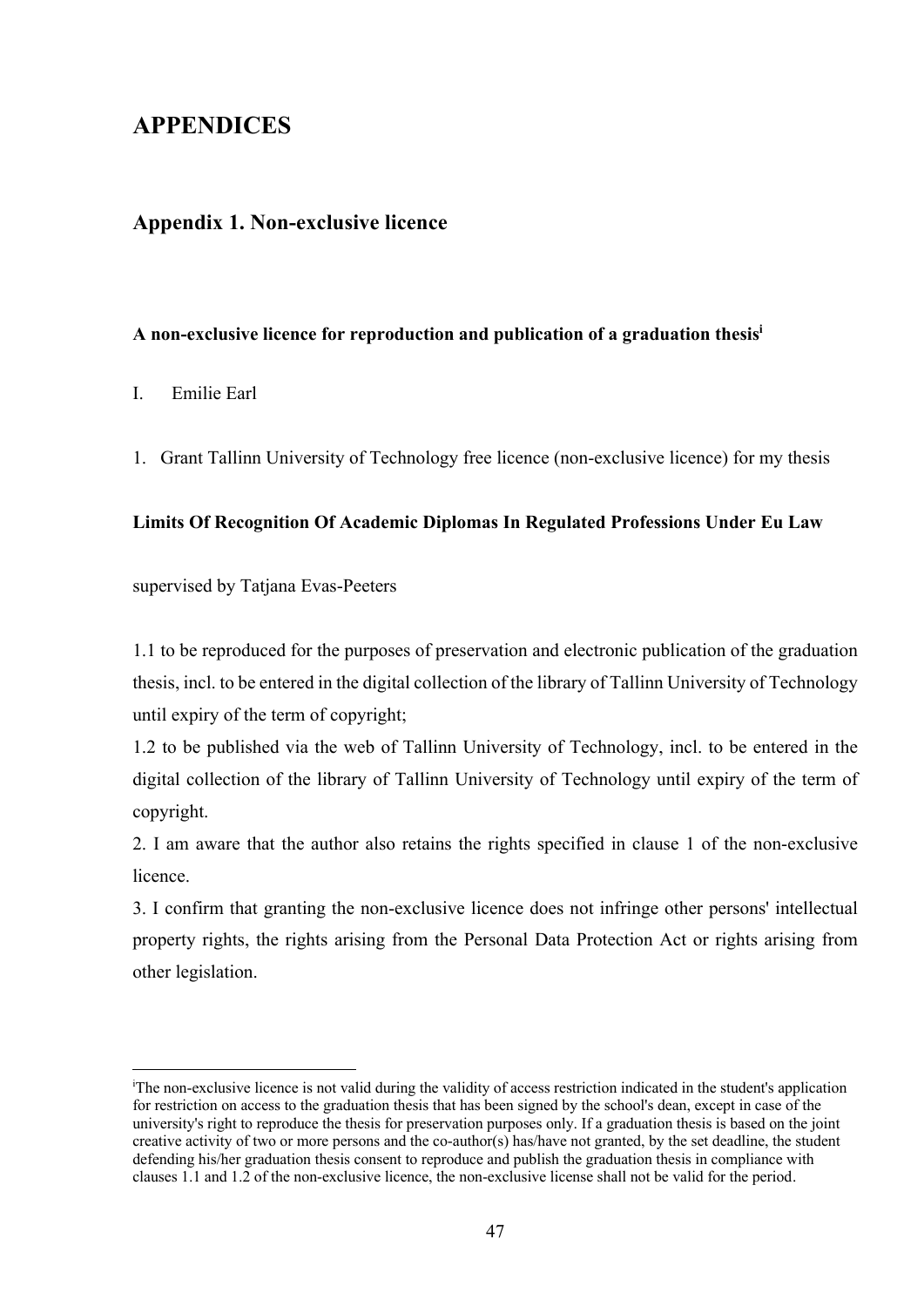# APPENDICES

## Appendix 1. Non-exclusive licence

**A non-exclusive licence for reproduction and publication of a graduation thesis**[i]

I. Emilie Earl

1. Grant Tallinn University of Technology free licence (non-exclusive licence) for my thesis

**Limits Of Recognition Of Academic Diplomas In Regulated Professions Under Eu Law**

supervised by Tatjana Evas-Peeters

1.1 to be reproduced for the purposes of preservation and electronic publication of the graduation thesis, incl. to be entered in the digital collection of the library of Tallinn University of Technology until expiry of the term of copyright;

1.2 to be published via the web of Tallinn University of Technology, incl. to be entered in the digital collection of the library of Tallinn University of Technology until expiry of the term of copyright.

2. I am aware that the author also retains the rights specified in clause 1 of the non-exclusive licence.

3. I confirm that granting the non-exclusive licence does not infringe other persons' intellectual property rights, the rights arising from the Personal Data Protection Act or rights arising from other legislation.

---

[i]The non-exclusive licence is not valid during the validity of access restriction indicated in the student's application for restriction on access to the graduation thesis that has been signed by the school's dean, except in case of the university's right to reproduce the thesis for preservation purposes only. If a graduation thesis is based on the joint creative activity of two or more persons and the co-author(s) has/have not granted, by the set deadline, the student defending his/her graduation thesis consent to reproduce and publish the graduation thesis in compliance with clauses 1.1 and 1.2 of the non-exclusive licence, the non-exclusive license shall not be valid for the period.